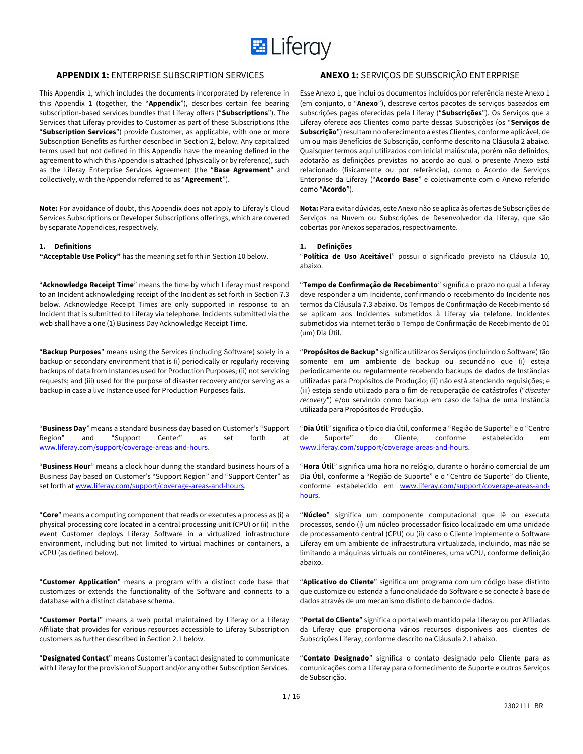## APPENDIX 1: ENTERPRISE SUBSCRIPTION SERVICES

This Appendix 1, which includes the documents incorporated by reference in this Appendix 1 (together, the "**Appendix**"), describes certain fee bearing subscription-based services bundles that Liferay offers ("**Subscriptions**"). The Services that Liferay provides to Customer as part of these Subscriptions (the "**Subscription Services**") provide Customer, as applicable, with one or more Subscription Benefits as further described in Section 2, below. Any capitalized terms used but not defined in this Appendix have the meaning defined in the agreement to which this Appendix is attached (physically or by reference), such as the Liferay Enterprise Services Agreement (the "**Base Agreement**" and collectively, with the Appendix referred to as "**Agreement**").

**Note:** For avoidance of doubt, this Appendix does not apply to Liferay's Cloud Services Subscriptions or Developer Subscriptions offerings, which are covered by separate Appendices, respectively.

**1. Definitions**

**"Acceptable Use Policy"** has the meaning set forth in Section 10 below.

"**Acknowledge Receipt Time**" means the time by which Liferay must respond to an Incident acknowledging receipt of the Incident as set forth in Section 7.3 below. Acknowledge Receipt Times are only supported in response to an Incident that is submitted to Liferay via telephone. Incidents submitted via the web shall have a one (1) Business Day Acknowledge Receipt Time.

"**Backup Purposes**" means using the Services (including Software) solely in a backup or secondary environment that is (i) periodically or regularly receiving backups of data from Instances used for Production Purposes; (ii) not servicing requests; and (iii) used for the purpose of disaster recovery and/or serving as a backup in case a live Instance used for Production Purposes fails.

"**Business Day**" means a standard business day based on Customer's "Support Region" and "Support Center" as set forth at www.liferay.com/support/coverage-areas-and-hours.

"**Business Hour**" means a clock hour during the standard business hours of a Business Day based on Customer's "Support Region" and "Support Center" as set forth at www.liferay.com/support/coverage-areas-and-hours.

"**Core**" means a computing component that reads or executes a process as (i) a physical processing core located in a central processing unit (CPU) or (ii) in the event Customer deploys Liferay Software in a virtualized infrastructure environment, including but not limited to virtual machines or containers, a vCPU (as defined below).

"**Customer Application**" means a program with a distinct code base that customizes or extends the functionality of the Software and connects to a database with a distinct database schema.

"**Customer Portal**" means a web portal maintained by Liferay or a Liferay Affiliate that provides for various resources accessible to Liferay Subscription customers as further described in Section 2.1 below.

"**Designated Contact**" means Customer's contact designated to communicate with Liferay for the provision of Support and/or any other Subscription Services.

## ANEXO 1: SERVIÇOS DE SUBSCRIÇÃO ENTERPRISE

Esse Anexo 1, que inclui os documentos incluídos por referência neste Anexo 1 (em conjunto, o "**Anexo**"), descreve certos pacotes de serviços baseados em subscrições pagas oferecidas pela Liferay ("**Subscrições**"). Os Serviços que a Liferay oferece aos Clientes como parte dessas Subscrições (os "**Serviços de Subscrição**") resultam no oferecimento a estes Clientes, conforme aplicável, de um ou mais Benefícios de Subscrição, conforme descrito na Cláusula 2 abaixo. Quaisquer termos aqui utilizados com inicial maiúscula, porém não definidos, adotarão as definições previstas no acordo ao qual o presente Anexo está relacionado (fisicamente ou por referência), como o Acordo de Serviços Enterprise da Liferay ("**Acordo Base**" e coletivamente com o Anexo referido como "**Acordo**").

**Nota:** Para evitar dúvidas, este Anexo não se aplica às ofertas de Subscrições de Serviços na Nuvem ou Subscrições de Desenvolvedor da Liferay, que são cobertas por Anexos separados, respectivamente.

**1. Definições**

"**Política de Uso Aceitável**" possui o significado previsto na Cláusula 10, abaixo.

"**Tempo de Confirmação de Recebimento**" significa o prazo no qual a Liferay deve responder a um Incidente, confirmando o recebimento do Incidente nos termos da Cláusula 7.3 abaixo. Os Tempos de Confirmação de Recebimento só se aplicam aos Incidentes submetidos à Liferay via telefone. Incidentes submetidos via internet terão o Tempo de Confirmação de Recebimento de 01 (um) Dia Útil.

"**Propósitos de Backup**" significa utilizar os Serviços (incluindo o Software) tão somente em um ambiente de backup ou secundário que (i) esteja periodicamente ou regularmente recebendo backups de dados de Instâncias utilizadas para Propósitos de Produção; (ii) não está atendendo requisições; e (iii) esteja sendo utilizado para o fim de recuperação de catástrofes ("*disaster recovery*") e/ou servindo como backup em caso de falha de uma Instância utilizada para Propósitos de Produção.

"**Dia Útil**" significa o típico dia útil, conforme a "Região de Suporte" e o "Centro de Suporte" do Cliente, conforme estabelecido em www.liferay.com/support/coverage-areas-and-hours.

"**Hora Útil**" significa uma hora no relógio, durante o horário comercial de um Dia Útil, conforme a "Região de Suporte" e o "Centro de Suporte" do Cliente, conforme estabelecido em www.liferay.com/support/coverage-areas-and-hours.

"**Núcleo**" significa um componente computacional que lê ou executa processos, sendo (i) um núcleo processador físico localizado em uma unidade de processamento central (CPU) ou (ii) caso o Cliente implemente o Software Liferay em um ambiente de infraestrutura virtualizada, incluindo, mas não se limitando a máquinas virtuais ou contêineres, uma vCPU, conforme definição abaixo.

"**Aplicativo do Cliente**" significa um programa com um código base distinto que customize ou estenda a funcionalidade do Software e se conecte à base de dados através de um mecanismo distinto de banco de dados.

"**Portal do Cliente**" significa o portal web mantido pela Liferay ou por Afiliadas da Liferay que proporciona vários recursos disponíveis aos clientes de Subscrições Liferay, conforme descrito na Cláusula 2.1 abaixo.

"**Contato Designado**" significa o contato designado pelo Cliente para as comunicações com a Liferay para o fornecimento de Suporte e outros Serviços de Subscrição.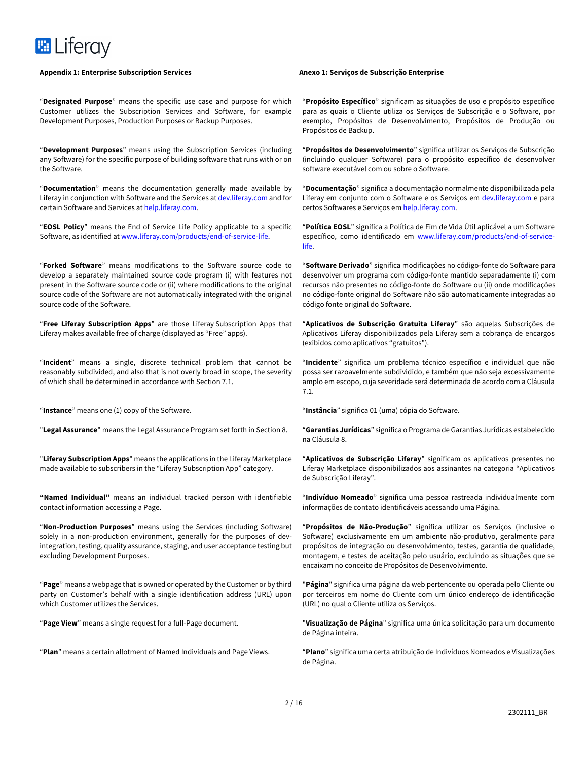**Appendix 1: Enterprise Subscription Services**

"**Designated Purpose**" means the specific use case and purpose for which Customer utilizes the Subscription Services and Software, for example Development Purposes, Production Purposes or Backup Purposes.

"**Development Purposes**" means using the Subscription Services (including any Software) for the specific purpose of building software that runs with or on the Software.

"**Documentation**" means the documentation generally made available by Liferay in conjunction with Software and the Services at dev.liferay.com and for certain Software and Services at help.liferay.com.

"**EOSL Policy**" means the End of Service Life Policy applicable to a specific Software, as identified at www.liferay.com/products/end-of-service-life.

"**Forked Software**" means modifications to the Software source code to develop a separately maintained source code program (i) with features not present in the Software source code or (ii) where modifications to the original source code of the Software are not automatically integrated with the original source code of the Software.

"**Free Liferay Subscription Apps**" are those Liferay Subscription Apps that Liferay makes available free of charge (displayed as "Free" apps).

"**Incident**" means a single, discrete technical problem that cannot be reasonably subdivided, and also that is not overly broad in scope, the severity of which shall be determined in accordance with Section 7.1.

"**Instance**" means one (1) copy of the Software.

"**Legal Assurance**" means the Legal Assurance Program set forth in Section 8.

"**Liferay Subscription Apps**" means the applications in the Liferay Marketplace made available to subscribers in the "Liferay Subscription App" category.

"**Named Individual**" means an individual tracked person with identifiable contact information accessing a Page.

"**Non-Production Purposes**" means using the Services (including Software) solely in a non-production environment, generally for the purposes of dev-integration, testing, quality assurance, staging, and user acceptance testing but excluding Development Purposes.

"**Page**" means a webpage that is owned or operated by the Customer or by third party on Customer's behalf with a single identification address (URL) upon which Customer utilizes the Services.

"**Page View**" means a single request for a full-Page document.

"**Plan**" means a certain allotment of Named Individuals and Page Views.

**Anexo 1: Serviços de Subscrição Enterprise**

"**Propósito Específico**" significam as situações de uso e propósito específico para as quais o Cliente utiliza os Serviços de Subscrição e o Software, por exemplo, Propósitos de Desenvolvimento, Propósitos de Produção ou Propósitos de Backup.

"**Propósitos de Desenvolvimento**" significa utilizar os Serviços de Subscrição (incluindo qualquer Software) para o propósito específico de desenvolver software executável com ou sobre o Software.

"**Documentação**" significa a documentação normalmente disponibilizada pela Liferay em conjunto com o Software e os Serviços em dev.liferay.com e para certos Softwares e Serviços em help.liferay.com.

"**Política EOSL**" significa a Política de Fim de Vida Útil aplicável a um Software específico, como identificado em www.liferay.com/products/end-of-service-life.

"**Software Derivado**" significa modificações no código-fonte do Software para desenvolver um programa com código-fonte mantido separadamente (i) com recursos não presentes no código-fonte do Software ou (ii) onde modificações no código-fonte original do Software não são automaticamente integradas ao código fonte original do Software.

"**Aplicativos de Subscrição Gratuita Liferay**" são aquelas Subscrições de Aplicativos Liferay disponibilizados pela Liferay sem a cobrança de encargos (exibidos como aplicativos "gratuitos").

"**Incidente**" significa um problema técnico específico e individual que não possa ser razoavelmente subdividido, e também que não seja excessivamente amplo em escopo, cuja severidade será determinada de acordo com a Cláusula 7.1.

"**Instância**" significa 01 (uma) cópia do Software.

"**Garantias Jurídicas**" significa o Programa de Garantias Jurídicas estabelecido na Cláusula 8.

"**Aplicativos de Subscrição Liferay**" significam os aplicativos presentes no Liferay Marketplace disponibilizados aos assinantes na categoria "Aplicativos de Subscrição Liferay".

"**Indivíduo Nomeado**" significa uma pessoa rastreada individualmente com informações de contato identificáveis acessando uma Página.

"**Propósitos de Não-Produção**" significa utilizar os Serviços (inclusive o Software) exclusivamente em um ambiente não-produtivo, geralmente para propósitos de integração ou desenvolvimento, testes, garantia de qualidade, montagem, e testes de aceitação pelo usuário, excluindo as situações que se encaixam no conceito de Propósitos de Desenvolvimento.

"**Página**" significa uma página da web pertencente ou operada pelo Cliente ou por terceiros em nome do Cliente com um único endereço de identificação (URL) no qual o Cliente utiliza os Serviços.

"**Visualização de Página**" significa uma única solicitação para um documento de Página inteira.

"**Plano**" significa uma certa atribuição de Indivíduos Nomeados e Visualizações de Página.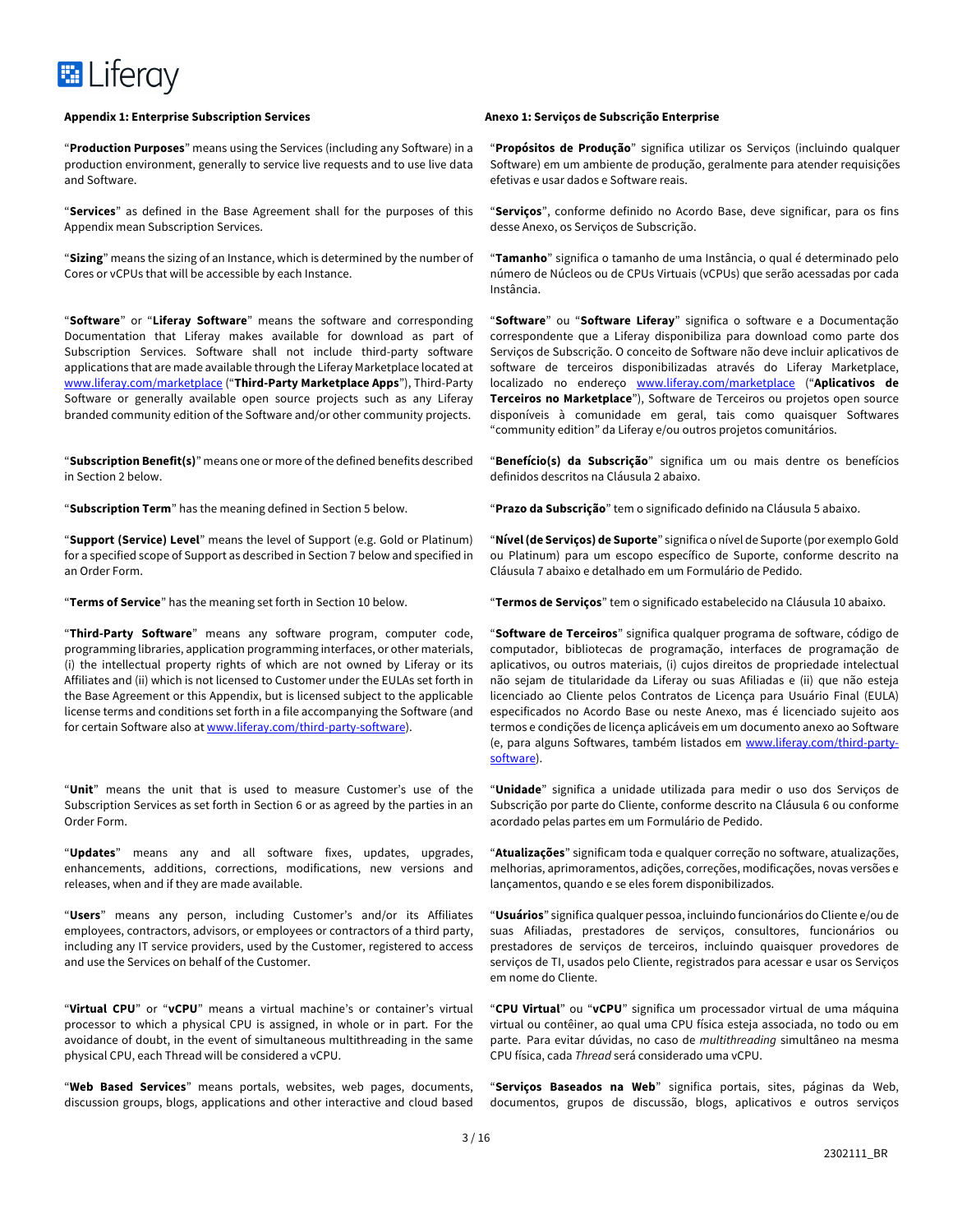**Appendix 1: Enterprise Subscription Services**

"**Production Purposes**" means using the Services (including any Software) in a production environment, generally to service live requests and to use live data and Software.

"**Services**" as defined in the Base Agreement shall for the purposes of this Appendix mean Subscription Services.

"**Sizing**" means the sizing of an Instance, which is determined by the number of Cores or vCPUs that will be accessible by each Instance.

"**Software**" or "**Liferay Software**" means the software and corresponding Documentation that Liferay makes available for download as part of Subscription Services. Software shall not include third-party software applications that are made available through the Liferay Marketplace located at [www.liferay.com/marketplace](www.liferay.com/marketplace) ("**Third-Party Marketplace Apps**"), Third-Party Software or generally available open source projects such as any Liferay branded community edition of the Software and/or other community projects.

"**Subscription Benefit(s)**" means one or more of the defined benefits described in Section 2 below.

"**Subscription Term**" has the meaning defined in Section 5 below.

"**Support (Service) Level**" means the level of Support (e.g. Gold or Platinum) for a specified scope of Support as described in Section 7 below and specified in an Order Form.

"**Terms of Service**" has the meaning set forth in Section 10 below.

"**Third-Party Software**" means any software program, computer code, programming libraries, application programming interfaces, or other materials, (i) the intellectual property rights of which are not owned by Liferay or its Affiliates and (ii) which is not licensed to Customer under the EULAs set forth in the Base Agreement or this Appendix, but is licensed subject to the applicable license terms and conditions set forth in a file accompanying the Software (and for certain Software also at [www.liferay.com/third-party-software](www.liferay.com/third-party-software)).

"**Unit**" means the unit that is used to measure Customer's use of the Subscription Services as set forth in Section 6 or as agreed by the parties in an Order Form.

"**Updates**" means any and all software fixes, updates, upgrades, enhancements, additions, corrections, modifications, new versions and releases, when and if they are made available.

"**Users**" means any person, including Customer's and/or its Affiliates employees, contractors, advisors, or employees or contractors of a third party, including any IT service providers, used by the Customer, registered to access and use the Services on behalf of the Customer.

"**Virtual CPU**" or "**vCPU**" means a virtual machine's or container's virtual processor to which a physical CPU is assigned, in whole or in part. For the avoidance of doubt, in the event of simultaneous multithreading in the same physical CPU, each Thread will be considered a vCPU.

"**Web Based Services**" means portals, websites, web pages, documents, discussion groups, blogs, applications and other interactive and cloud based

**Anexo 1: Serviços de Subscrição Enterprise**

"**Propósitos de Produção**" significa utilizar os Serviços (incluindo qualquer Software) em um ambiente de produção, geralmente para atender requisições efetivas e usar dados e Software reais.

"**Serviços**", conforme definido no Acordo Base, deve significar, para os fins desse Anexo, os Serviços de Subscrição.

"**Tamanho**" significa o tamanho de uma Instância, o qual é determinado pelo número de Núcleos ou de CPUs Virtuais (vCPUs) que serão acessadas por cada Instância.

"**Software**" ou "**Software Liferay**" significa o software e a Documentação correspondente que a Liferay disponibiliza para download como parte dos Serviços de Subscrição. O conceito de Software não deve incluir aplicativos de software de terceiros disponibilizadas através do Liferay Marketplace, localizado no endereço [www.liferay.com/marketplace](www.liferay.com/marketplace) ("**Aplicativos de Terceiros no Marketplace**"), Software de Terceiros ou projetos open source disponíveis à comunidade em geral, tais como quaisquer Softwares "community edition" da Liferay e/ou outros projetos comunitários.

"**Benefício(s) da Subscrição**" significa um ou mais dentre os benefícios definidos descritos na Cláusula 2 abaixo.

"**Prazo da Subscrição**" tem o significado definido na Cláusula 5 abaixo.

"**Nível (de Serviços) de Suporte**" significa o nível de Suporte (por exemplo Gold ou Platinum) para um escopo específico de Suporte, conforme descrito na Cláusula 7 abaixo e detalhado em um Formulário de Pedido.

"**Termos de Serviços**" tem o significado estabelecido na Cláusula 10 abaixo.

"**Software de Terceiros**" significa qualquer programa de software, código de computador, bibliotecas de programação, interfaces de programação de aplicativos, ou outros materiais, (i) cujos direitos de propriedade intelectual não sejam de titularidade da Liferay ou suas Afiliadas e (ii) que não esteja licenciado ao Cliente pelos Contratos de Licença para Usuário Final (EULA) especificados no Acordo Base ou neste Anexo, mas é licenciado sujeito aos termos e condições de licença aplicáveis em um documento anexo ao Software (e, para alguns Softwares, também listados em [www.liferay.com/third-party-software](www.liferay.com/third-party-software)).

"**Unidade**" significa a unidade utilizada para medir o uso dos Serviços de Subscrição por parte do Cliente, conforme descrito na Cláusula 6 ou conforme acordado pelas partes em um Formulário de Pedido.

"**Atualizações**" significam toda e qualquer correção no software, atualizações, melhorias, aprimoramentos, adições, correções, modificações, novas versões e lançamentos, quando e se eles forem disponibilizados.

"**Usuários**" significa qualquer pessoa, incluindo funcionários do Cliente e/ou de suas Afiliadas, prestadores de serviços, consultores, funcionários ou prestadores de serviços de terceiros, incluindo quaisquer provedores de serviços de TI, usados pelo Cliente, registrados para acessar e usar os Serviços em nome do Cliente.

"**CPU Virtual**" ou "**vCPU**" significa um processador virtual de uma máquina virtual ou contêiner, ao qual uma CPU física esteja associada, no todo ou em parte. Para evitar dúvidas, no caso de *multithreading* simultâneo na mesma CPU física, cada *Thread* será considerado uma vCPU.

"**Serviços Baseados na Web**" significa portais, sites, páginas da Web, documentos, grupos de discussão, blogs, aplicativos e outros serviços

2302111_BR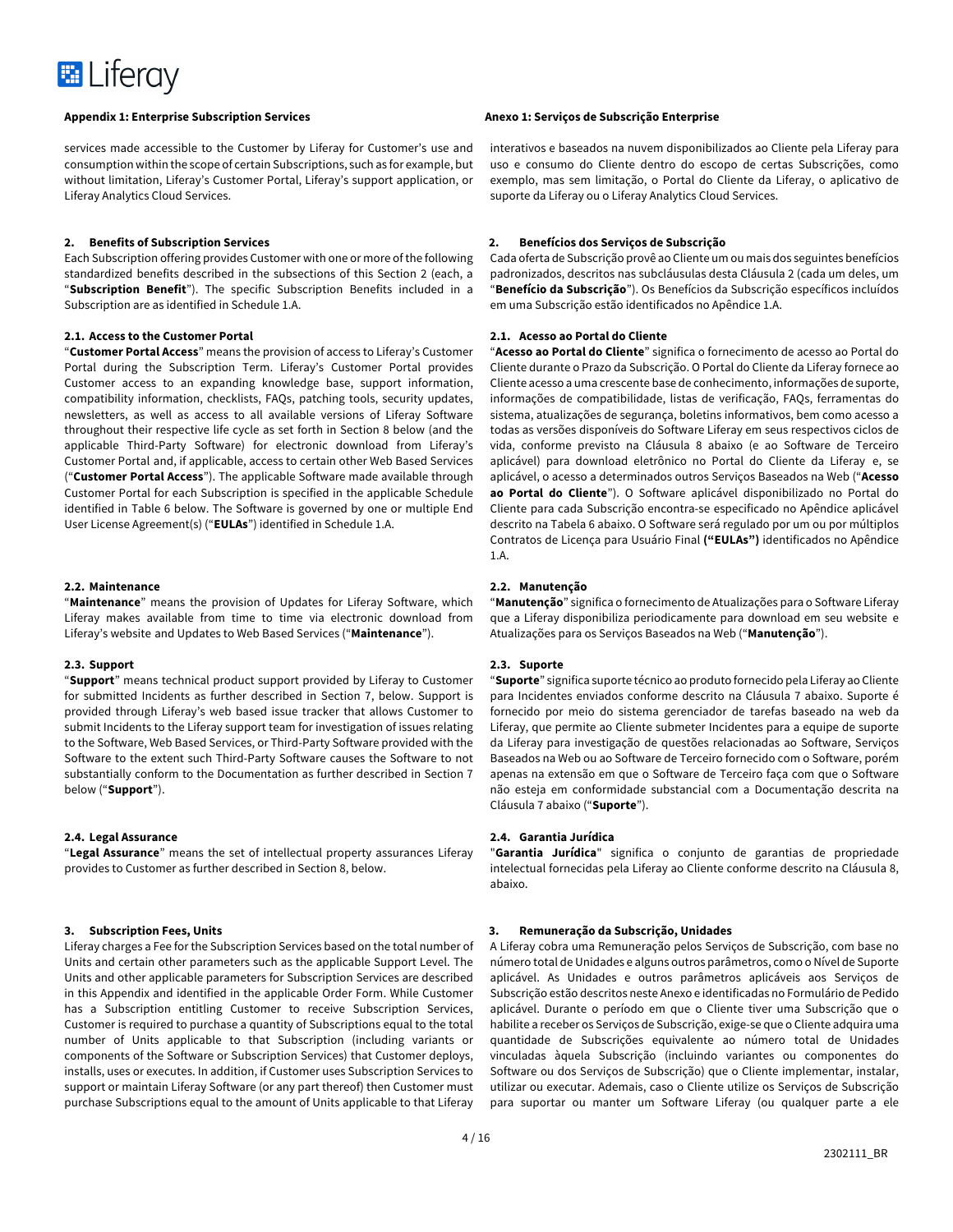## Appendix 1: Enterprise Subscription Services

services made accessible to the Customer by Liferay for Customer's use and consumption within the scope of certain Subscriptions, such as for example, but without limitation, Liferay's Customer Portal, Liferay's support application, or Liferay Analytics Cloud Services.

### 2. Benefits of Subscription Services

Each Subscription offering provides Customer with one or more of the following standardized benefits described in the subsections of this Section 2 (each, a "**Subscription Benefit**"). The specific Subscription Benefits included in a Subscription are as identified in Schedule 1.A.

#### 2.1. Access to the Customer Portal

"**Customer Portal Access**" means the provision of access to Liferay's Customer Portal during the Subscription Term. Liferay's Customer Portal provides Customer access to an expanding knowledge base, support information, compatibility information, checklists, FAQs, patching tools, security updates, newsletters, as well as access to all available versions of Liferay Software throughout their respective life cycle as set forth in Section 8 below (and the applicable Third-Party Software) for electronic download from Liferay's Customer Portal and, if applicable, access to certain other Web Based Services ("**Customer Portal Access**"). The applicable Software made available through Customer Portal for each Subscription is specified in the applicable Schedule identified in Table 6 below. The Software is governed by one or multiple End User License Agreement(s) ("**EULAs**") identified in Schedule 1.A.

#### 2.2. Maintenance

"**Maintenance**" means the provision of Updates for Liferay Software, which Liferay makes available from time to time via electronic download from Liferay's website and Updates to Web Based Services ("**Maintenance**").

#### 2.3. Support

"**Support**" means technical product support provided by Liferay to Customer for submitted Incidents as further described in Section 7, below. Support is provided through Liferay's web based issue tracker that allows Customer to submit Incidents to the Liferay support team for investigation of issues relating to the Software, Web Based Services, or Third-Party Software provided with the Software to the extent such Third-Party Software causes the Software to not substantially conform to the Documentation as further described in Section 7 below ("**Support**").

#### 2.4. Legal Assurance

"**Legal Assurance**" means the set of intellectual property assurances Liferay provides to Customer as further described in Section 8, below.

### 3. Subscription Fees, Units

Liferay charges a Fee for the Subscription Services based on the total number of Units and certain other parameters such as the applicable Support Level. The Units and other applicable parameters for Subscription Services are described in this Appendix and identified in the applicable Order Form. While Customer has a Subscription entitling Customer to receive Subscription Services, Customer is required to purchase a quantity of Subscriptions equal to the total number of Units applicable to that Subscription (including variants or components of the Software or Subscription Services) that Customer deploys, installs, uses or executes. In addition, if Customer uses Subscription Services to support or maintain Liferay Software (or any part thereof) then Customer must purchase Subscriptions equal to the amount of Units applicable to that Liferay

## Anexo 1: Serviços de Subscrição Enterprise

interativos e baseados na nuvem disponibilizados ao Cliente pela Liferay para uso e consumo do Cliente dentro do escopo de certas Subscrições, como exemplo, mas sem limitação, o Portal do Cliente da Liferay, o aplicativo de suporte da Liferay ou o Liferay Analytics Cloud Services.

### 2. Benefícios dos Serviços de Subscrição

Cada oferta de Subscrição provê ao Cliente um ou mais dos seguintes benefícios padronizados, descritos nas subcláusulas desta Cláusula 2 (cada um deles, um "**Benefício da Subscrição**"). Os Benefícios da Subscrição específicos incluídos em uma Subscrição estão identificados no Apêndice 1.A.

#### 2.1. Acesso ao Portal do Cliente

"**Acesso ao Portal do Cliente**" significa o fornecimento de acesso ao Portal do Cliente durante o Prazo da Subscrição. O Portal do Cliente da Liferay fornece ao Cliente acesso a uma crescente base de conhecimento, informações de suporte, informações de compatibilidade, listas de verificação, FAQs, ferramentas do sistema, atualizações de segurança, boletins informativos, bem como acesso a todas as versões disponíveis do Software Liferay em seus respectivos ciclos de vida, conforme previsto na Cláusula 8 abaixo (e ao Software de Terceiro aplicável) para download eletrônico no Portal do Cliente da Liferay e, se aplicável, o acesso a determinados outros Serviços Baseados na Web ("**Acesso ao Portal do Cliente**"). O Software aplicável disponibilizado no Portal do Cliente para cada Subscrição encontra-se especificado no Apêndice aplicável descrito na Tabela 6 abaixo. O Software será regulado por um ou por múltiplos Contratos de Licença para Usuário Final **("EULAs")** identificados no Apêndice 1.A.

#### 2.2. Manutenção

"**Manutenção**" significa o fornecimento de Atualizações para o Software Liferay que a Liferay disponibiliza periodicamente para download em seu website e Atualizações para os Serviços Baseados na Web ("**Manutenção**").

#### 2.3. Suporte

"**Suporte**" significa suporte técnico ao produto fornecido pela Liferay ao Cliente para Incidentes enviados conforme descrito na Cláusula 7 abaixo. Suporte é fornecido por meio do sistema gerenciador de tarefas baseado na web da Liferay, que permite ao Cliente submeter Incidentes para a equipe de suporte da Liferay para investigação de questões relacionadas ao Software, Serviços Baseados na Web ou ao Software de Terceiro fornecido com o Software, porém apenas na extensão em que o Software de Terceiro faça com que o Software não esteja em conformidade substancial com a Documentação descrita na Cláusula 7 abaixo ("**Suporte**").

#### 2.4. Garantia Jurídica

"**Garantia Jurídica**" significa o conjunto de garantias de propriedade intelectual fornecidas pela Liferay ao Cliente conforme descrito na Cláusula 8, abaixo.

### 3. Remuneração da Subscrição, Unidades

A Liferay cobra uma Remuneração pelos Serviços de Subscrição, com base no número total de Unidades e alguns outros parâmetros, como o Nível de Suporte aplicável. As Unidades e outros parâmetros aplicáveis aos Serviços de Subscrição estão descritos neste Anexo e identificadas no Formulário de Pedido aplicável. Durante o período em que o Cliente tiver uma Subscrição que o habilite a receber os Serviços de Subscrição, exige-se que o Cliente adquira uma quantidade de Subscrições equivalente ao número total de Unidades vinculadas àquela Subscrição (incluindo variantes ou componentes do Software ou dos Serviços de Subscrição) que o Cliente implementar, instalar, utilizar ou executar. Ademais, caso o Cliente utilize os Serviços de Subscrição para suportar ou manter um Software Liferay (ou qualquer parte a ele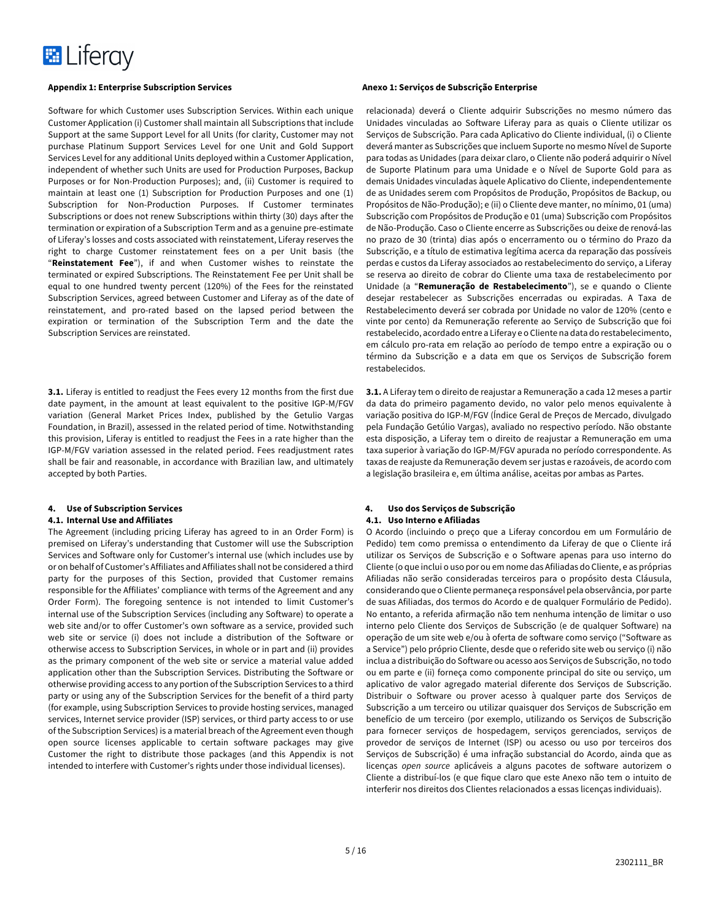## Appendix 1: Enterprise Subscription Services

Software for which Customer uses Subscription Services. Within each unique Customer Application (i) Customer shall maintain all Subscriptions that include Support at the same Support Level for all Units (for clarity, Customer may not purchase Platinum Support Services Level for one Unit and Gold Support Services Level for any additional Units deployed within a Customer Application, independent of whether such Units are used for Production Purposes, Backup Purposes or for Non-Production Purposes); and, (ii) Customer is required to maintain at least one (1) Subscription for Production Purposes and one (1) Subscription for Non-Production Purposes. If Customer terminates Subscriptions or does not renew Subscriptions within thirty (30) days after the termination or expiration of a Subscription Term and as a genuine pre-estimate of Liferay's losses and costs associated with reinstatement, Liferay reserves the right to charge Customer reinstatement fees on a per Unit basis (the "**Reinstatement Fee**"), if and when Customer wishes to reinstate the terminated or expired Subscriptions. The Reinstatement Fee per Unit shall be equal to one hundred twenty percent (120%) of the Fees for the reinstated Subscription Services, agreed between Customer and Liferay as of the date of reinstatement, and pro-rated based on the lapsed period between the expiration or termination of the Subscription Term and the date the Subscription Services are reinstated.

**3.1.** Liferay is entitled to readjust the Fees every 12 months from the first due date payment, in the amount at least equivalent to the positive IGP-M/FGV variation (General Market Prices Index, published by the Getulio Vargas Foundation, in Brazil), assessed in the related period of time. Notwithstanding this provision, Liferay is entitled to readjust the Fees in a rate higher than the IGP-M/FGV variation assessed in the related period. Fees readjustment rates shall be fair and reasonable, in accordance with Brazilian law, and ultimately accepted by both Parties.

### 4. Use of Subscription Services

#### 4.1. Internal Use and Affiliates

The Agreement (including pricing Liferay has agreed to in an Order Form) is premised on Liferay's understanding that Customer will use the Subscription Services and Software only for Customer's internal use (which includes use by or on behalf of Customer's Affiliates and Affiliates shall not be considered a third party for the purposes of this Section, provided that Customer remains responsible for the Affiliates' compliance with terms of the Agreement and any Order Form). The foregoing sentence is not intended to limit Customer's internal use of the Subscription Services (including any Software) to operate a web site and/or to offer Customer's own software as a service, provided such web site or service (i) does not include a distribution of the Software or otherwise access to Subscription Services, in whole or in part and (ii) provides as the primary component of the web site or service a material value added application other than the Subscription Services. Distributing the Software or otherwise providing access to any portion of the Subscription Services to a third party or using any of the Subscription Services for the benefit of a third party (for example, using Subscription Services to provide hosting services, managed services, Internet service provider (ISP) services, or third party access to or use of the Subscription Services) is a material breach of the Agreement even though open source licenses applicable to certain software packages may give Customer the right to distribute those packages (and this Appendix is not intended to interfere with Customer's rights under those individual licenses).

## Anexo 1: Serviços de Subscrição Enterprise

relacionada) deverá o Cliente adquirir Subscrições no mesmo número das Unidades vinculadas ao Software Liferay para as quais o Cliente utilizar os Serviços de Subscrição. Para cada Aplicativo do Cliente individual, (i) o Cliente deverá manter as Subscrições que incluem Suporte no mesmo Nível de Suporte para todas as Unidades (para deixar claro, o Cliente não poderá adquirir o Nível de Suporte Platinum para uma Unidade e o Nível de Suporte Gold para as demais Unidades vinculadas àquele Aplicativo do Cliente, independentemente de as Unidades serem com Propósitos de Produção, Propósitos de Backup, ou Propósitos de Não-Produção); e (ii) o Cliente deve manter, no mínimo, 01 (uma) Subscrição com Propósitos de Produção e 01 (uma) Subscrição com Propósitos de Não-Produção. Caso o Cliente encerre as Subscrições ou deixe de renová-las no prazo de 30 (trinta) dias após o encerramento ou o término do Prazo da Subscrição, e a título de estimativa legítima acerca da reparação das possíveis perdas e custos da Liferay associados ao restabelecimento do serviço, a Liferay se reserva ao direito de cobrar do Cliente uma taxa de restabelecimento por Unidade (a "**Remuneração de Restabelecimento**"), se e quando o Cliente desejar restabelecer as Subscrições encerradas ou expiradas. A Taxa de Restabelecimento deverá ser cobrada por Unidade no valor de 120% (cento e vinte por cento) da Remuneração referente ao Serviço de Subscrição que foi restabelecido, acordado entre a Liferay e o Cliente na data do restabelecimento, em cálculo pro-rata em relação ao período de tempo entre a expiração ou o término da Subscrição e a data em que os Serviços de Subscrição forem restabelecidos.

**3.1.** A Liferay tem o direito de reajustar a Remuneração a cada 12 meses a partir da data do primeiro pagamento devido, no valor pelo menos equivalente à variação positiva do IGP-M/FGV (Índice Geral de Preços de Mercado, divulgado pela Fundação Getúlio Vargas), avaliado no respectivo período. Não obstante esta disposição, a Liferay tem o direito de reajustar a Remuneração em uma taxa superior à variação do IGP-M/FGV apurada no período correspondente. As taxas de reajuste da Remuneração devem ser justas e razoáveis, de acordo com a legislação brasileira e, em última análise, aceitas por ambas as Partes.

### 4. Uso dos Serviços de Subscrição

#### 4.1. Uso Interno e Afiliadas

O Acordo (incluindo o preço que a Liferay concordou em um Formulário de Pedido) tem como premissa o entendimento da Liferay de que o Cliente irá utilizar os Serviços de Subscrição e o Software apenas para uso interno do Cliente (o que inclui o uso por ou em nome das Afiliadas do Cliente, e as próprias Afiliadas não serão consideradas terceiros para o propósito desta Cláusula, considerando que o Cliente permaneça responsável pela observância, por parte de suas Afiliadas, dos termos do Acordo e de qualquer Formulário de Pedido). No entanto, a referida afirmação não tem nenhuma intenção de limitar o uso interno pelo Cliente dos Serviços de Subscrição (e de qualquer Software) na operação de um site web e/ou à oferta de software como serviço ("Software as a Service") pelo próprio Cliente, desde que o referido site web ou serviço (i) não inclua a distribuição do Software ou acesso aos Serviços de Subscrição, no todo ou em parte e (ii) forneça como componente principal do site ou serviço, um aplicativo de valor agregado material diferente dos Serviços de Subscrição. Distribuir o Software ou prover acesso à qualquer parte dos Serviços de Subscrição a um terceiro ou utilizar quaisquer dos Serviços de Subscrição em benefício de um terceiro (por exemplo, utilizando os Serviços de Subscrição para fornecer serviços de hospedagem, serviços gerenciados, serviços de provedor de serviços de Internet (ISP) ou acesso ou uso por terceiros dos Serviços de Subscrição) é uma infração substancial do Acordo, ainda que as licenças *open source* aplicáveis a alguns pacotes de software autorizem o Cliente a distribuí-los (e que fique claro que este Anexo não tem o intuito de interferir nos direitos dos Clientes relacionados a essas licenças individuais).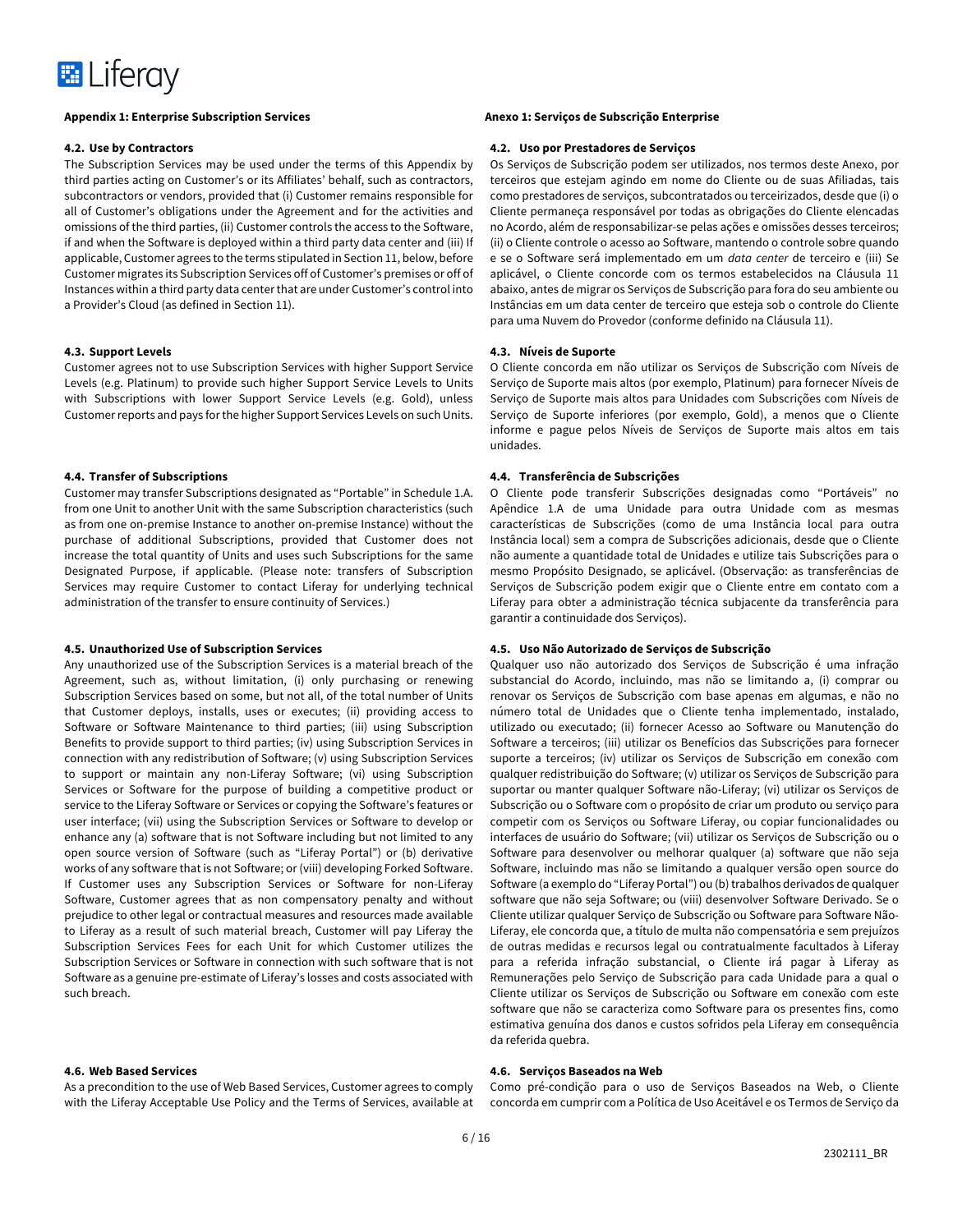**Appendix 1: Enterprise Subscription Services**

**4.2. Use by Contractors**

The Subscription Services may be used under the terms of this Appendix by third parties acting on Customer's or its Affiliates' behalf, such as contractors, subcontractors or vendors, provided that (i) Customer remains responsible for all of Customer's obligations under the Agreement and for the activities and omissions of the third parties, (ii) Customer controls the access to the Software, if and when the Software is deployed within a third party data center and (iii) If applicable, Customer agrees to the terms stipulated in Section 11, below, before Customer migrates its Subscription Services off of Customer's premises or off of Instances within a third party data center that are under Customer's control into a Provider's Cloud (as defined in Section 11).

**4.3. Support Levels**

Customer agrees not to use Subscription Services with higher Support Service Levels (e.g. Platinum) to provide such higher Support Service Levels to Units with Subscriptions with lower Support Service Levels (e.g. Gold), unless Customer reports and pays for the higher Support Services Levels on such Units.

**4.4. Transfer of Subscriptions**

Customer may transfer Subscriptions designated as "Portable" in Schedule 1.A. from one Unit to another Unit with the same Subscription characteristics (such as from one on-premise Instance to another on-premise Instance) without the purchase of additional Subscriptions, provided that Customer does not increase the total quantity of Units and uses such Subscriptions for the same Designated Purpose, if applicable. (Please note: transfers of Subscription Services may require Customer to contact Liferay for underlying technical administration of the transfer to ensure continuity of Services.)

**4.5. Unauthorized Use of Subscription Services**

Any unauthorized use of the Subscription Services is a material breach of the Agreement, such as, without limitation, (i) only purchasing or renewing Subscription Services based on some, but not all, of the total number of Units that Customer deploys, installs, uses or executes; (ii) providing access to Software or Software Maintenance to third parties; (iii) using Subscription Benefits to provide support to third parties; (iv) using Subscription Services in connection with any redistribution of Software; (v) using Subscription Services to support or maintain any non-Liferay Software; (vi) using Subscription Services or Software for the purpose of building a competitive product or service to the Liferay Software or Services or copying the Software's features or user interface; (vii) using the Subscription Services or Software to develop or enhance any (a) software that is not Software including but not limited to any open source version of Software (such as "Liferay Portal") or (b) derivative works of any software that is not Software; or (viii) developing Forked Software. If Customer uses any Subscription Services or Software for non-Liferay Software, Customer agrees that as non compensatory penalty and without prejudice to other legal or contractual measures and resources made available to Liferay as a result of such material breach, Customer will pay Liferay the Subscription Services Fees for each Unit for which Customer utilizes the Subscription Services or Software in connection with such software that is not Software as a genuine pre-estimate of Liferay's losses and costs associated with such breach.

**4.6. Web Based Services**

As a precondition to the use of Web Based Services, Customer agrees to comply with the Liferay Acceptable Use Policy and the Terms of Services, available at

**Anexo 1: Serviços de Subscrição Enterprise**

**4.2. Uso por Prestadores de Serviços**

Os Serviços de Subscrição podem ser utilizados, nos termos deste Anexo, por terceiros que estejam agindo em nome do Cliente ou de suas Afiliadas, tais como prestadores de serviços, subcontratados ou terceirizados, desde que (i) o Cliente permaneça responsável por todas as obrigações do Cliente elencadas no Acordo, além de responsabilizar-se pelas ações e omissões desses terceiros; (ii) o Cliente controle o acesso ao Software, mantendo o controle sobre quando e se o Software será implementado em um *data center* de terceiro e (iii) Se aplicável, o Cliente concorde com os termos estabelecidos na Cláusula 11 abaixo, antes de migrar os Serviços de Subscrição para fora do seu ambiente ou Instâncias em um data center de terceiro que esteja sob o controle do Cliente para uma Nuvem do Provedor (conforme definido na Cláusula 11).

**4.3. Níveis de Suporte**

O Cliente concorda em não utilizar os Serviços de Subscrição com Níveis de Serviço de Suporte mais altos (por exemplo, Platinum) para fornecer Níveis de Serviço de Suporte mais altos para Unidades com Subscrições com Níveis de Serviço de Suporte inferiores (por exemplo, Gold), a menos que o Cliente informe e pague pelos Níveis de Serviços de Suporte mais altos em tais unidades.

**4.4. Transferência de Subscrições**

O Cliente pode transferir Subscrições designadas como "Portáveis" no Apêndice 1.A de uma Unidade para outra Unidade com as mesmas características de Subscrições (como de uma Instância local para outra Instância local) sem a compra de Subscrições adicionais, desde que o Cliente não aumente a quantidade total de Unidades e utilize tais Subscrições para o mesmo Propósito Designado, se aplicável. (Observação: as transferências de Serviços de Subscrição podem exigir que o Cliente entre em contato com a Liferay para obter a administração técnica subjacente da transferência para garantir a continuidade dos Serviços).

**4.5. Uso Não Autorizado de Serviços de Subscrição**

Qualquer uso não autorizado dos Serviços de Subscrição é uma infração substancial do Acordo, incluindo, mas não se limitando a, (i) comprar ou renovar os Serviços de Subscrição com base apenas em algumas, e não no número total de Unidades que o Cliente tenha implementado, instalado, utilizado ou executado; (ii) fornecer Acesso ao Software ou Manutenção do Software a terceiros; (iii) utilizar os Benefícios das Subscrições para fornecer suporte a terceiros; (iv) utilizar os Serviços de Subscrição em conexão com qualquer redistribuição do Software; (v) utilizar os Serviços de Subscrição para suportar ou manter qualquer Software não-Liferay; (vi) utilizar os Serviços de Subscrição ou o Software com o propósito de criar um produto ou serviço para competir com os Serviços ou Software Liferay, ou copiar funcionalidades ou interfaces de usuário do Software; (vii) utilizar os Serviços de Subscrição ou o Software para desenvolver ou melhorar qualquer (a) software que não seja Software, incluindo mas não se limitando a qualquer versão open source do Software (a exemplo do "Liferay Portal") ou (b) trabalhos derivados de qualquer software que não seja Software; ou (viii) desenvolver Software Derivado. Se o Cliente utilizar qualquer Serviço de Subscrição ou Software para Software Não-Liferay, ele concorda que, a título de multa não compensatória e sem prejuízos de outras medidas e recursos legal ou contratualmente facultados à Liferay para a referida infração substancial, o Cliente irá pagar à Liferay as Remunerações pelo Serviço de Subscrição para cada Unidade para a qual o Cliente utilizar os Serviços de Subscrição ou Software em conexão com este software que não se caracteriza como Software para os presentes fins, como estimativa genuína dos danos e custos sofridos pela Liferay em consequência da referida quebra.

**4.6. Serviços Baseados na Web**

Como pré-condição para o uso de Serviços Baseados na Web, o Cliente concorda em cumprir com a Política de Uso Aceitável e os Termos de Serviço da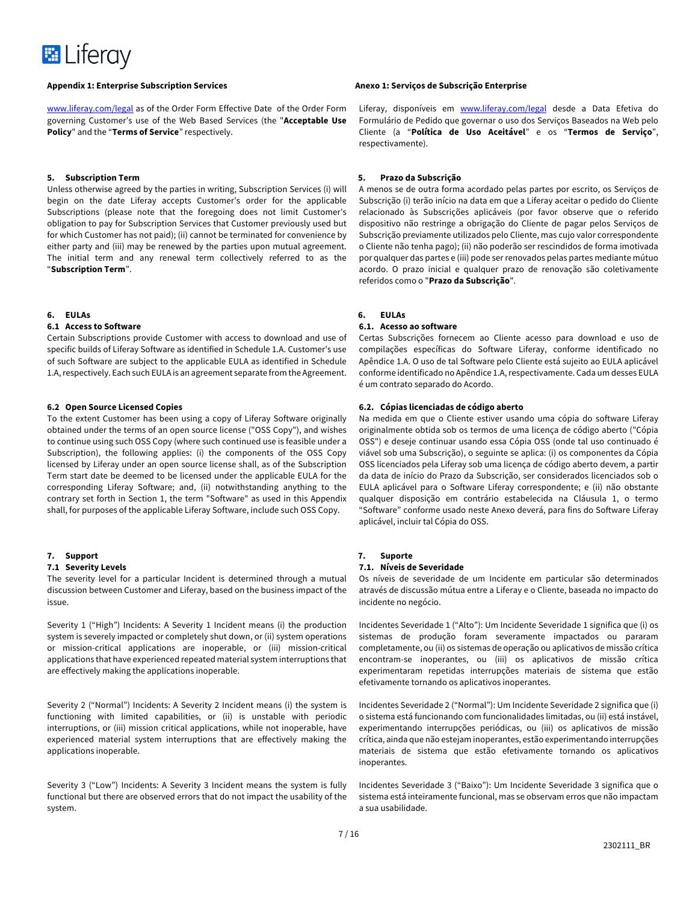### Appendix 1: Enterprise Subscription Services

www.liferay.com/legal as of the Order Form Effective Date of the Order Form governing Customer's use of the Web Based Services (the "**Acceptable Use Policy**" and the "**Terms of Service**" respectively.

### 5. Subscription Term

Unless otherwise agreed by the parties in writing, Subscription Services (i) will begin on the date Liferay accepts Customer's order for the applicable Subscriptions (please note that the foregoing does not limit Customer's obligation to pay for Subscription Services that Customer previously used but for which Customer has not paid); (ii) cannot be terminated for convenience by either party and (iii) may be renewed by the parties upon mutual agreement. The initial term and any renewal term collectively referred to as the "**Subscription Term**".

### 6. EULAs

#### 6.1 Access to Software

Certain Subscriptions provide Customer with access to download and use of specific builds of Liferay Software as identified in Schedule 1.A. Customer's use of such Software are subject to the applicable EULA as identified in Schedule 1.A, respectively. Each such EULA is an agreement separate from the Agreement.

#### 6.2 Open Source Licensed Copies

To the extent Customer has been using a copy of Liferay Software originally obtained under the terms of an open source license ("OSS Copy"), and wishes to continue using such OSS Copy (where such continued use is feasible under a Subscription), the following applies: (i) the components of the OSS Copy licensed by Liferay under an open source license shall, as of the Subscription Term start date be deemed to be licensed under the applicable EULA for the corresponding Liferay Software; and, (ii) notwithstanding anything to the contrary set forth in Section 1, the term "Software" as used in this Appendix shall, for purposes of the applicable Liferay Software, include such OSS Copy.

### 7. Support

#### 7.1 Severity Levels

The severity level for a particular Incident is determined through a mutual discussion between Customer and Liferay, based on the business impact of the issue.

Severity 1 ("High") Incidents: A Severity 1 Incident means (i) the production system is severely impacted or completely shut down, or (ii) system operations or mission-critical applications are inoperable, or (iii) mission-critical applications that have experienced repeated material system interruptions that are effectively making the applications inoperable.

Severity 2 ("Normal") Incidents: A Severity 2 Incident means (i) the system is functioning with limited capabilities, or (ii) is unstable with periodic interruptions, or (iii) mission critical applications, while not inoperable, have experienced material system interruptions that are effectively making the applications inoperable.

Severity 3 ("Low") Incidents: A Severity 3 Incident means the system is fully functional but there are observed errors that do not impact the usability of the system.

### Anexo 1: Serviços de Subscrição Enterprise

Liferay, disponíveis em www.liferay.com/legal desde a Data Efetiva do Formulário de Pedido que governar o uso dos Serviços Baseados na Web pelo Cliente (a "**Política de Uso Aceitável**" e os "**Termos de Serviço**", respectivamente).

### 5. Prazo da Subscrição

A menos se de outra forma acordado pelas partes por escrito, os Serviços de Subscrição (i) terão início na data em que a Liferay aceitar o pedido do Cliente relacionado às Subscrições aplicáveis (por favor observe que o referido dispositivo não restringe a obrigação do Cliente de pagar pelos Serviços de Subscrição previamente utilizados pelo Cliente, mas cujo valor correspondente o Cliente não tenha pago); (ii) não poderão ser rescindidos de forma imotivada por qualquer das partes e (iii) pode ser renovados pelas partes mediante mútuo acordo. O prazo inicial e qualquer prazo de renovação são coletivamente referidos como o "**Prazo da Subscrição**".

### 6. EULAs

#### 6.1. Acesso ao software

Certas Subscrições fornecem ao Cliente acesso para download e uso de compilações específicas do Software Liferay, conforme identificado no Apêndice 1.A. O uso de tal Software pelo Cliente está sujeito ao EULA aplicável conforme identificado no Apêndice 1.A, respectivamente. Cada um desses EULA é um contrato separado do Acordo.

#### 6.2. Cópias licenciadas de código aberto

Na medida em que o Cliente estiver usando uma cópia do software Liferay originalmente obtida sob os termos de uma licença de código aberto ("Cópia OSS") e deseje continuar usando essa Cópia OSS (onde tal uso continuado é viável sob uma Subscrição), o seguinte se aplica: (i) os componentes da Cópia OSS licenciados pela Liferay sob uma licença de código aberto devem, a partir da data de início do Prazo da Subscrição, ser considerados licenciados sob o EULA aplicável para o Software Liferay correspondente; e (ii) não obstante qualquer disposição em contrário estabelecida na Cláusula 1, o termo "Software" conforme usado neste Anexo deverá, para fins do Software Liferay aplicável, incluir tal Cópia do OSS.

### 7. Suporte

#### 7.1. Níveis de Severidade

Os níveis de severidade de um Incidente em particular são determinados através de discussão mútua entre a Liferay e o Cliente, baseada no impacto do incidente no negócio.

Incidentes Severidade 1 ("Alto"): Um Incidente Severidade 1 significa que (i) os sistemas de produção foram severamente impactados ou pararam completamente, ou (ii) os sistemas de operação ou aplicativos de missão crítica encontram-se inoperantes, ou (iii) os aplicativos de missão crítica experimentaram repetidas interrupções materiais de sistema que estão efetivamente tornando os aplicativos inoperantes.

Incidentes Severidade 2 ("Normal"): Um Incidente Severidade 2 significa que (i) o sistema está funcionando com funcionalidades limitadas, ou (ii) está instável, experimentando interrupções periódicas, ou (iii) os aplicativos de missão crítica, ainda que não estejam inoperantes, estão experimentando interrupções materiais de sistema que estão efetivamente tornando os aplicativos inoperantes.

Incidentes Severidade 3 ("Baixo"): Um Incidente Severidade 3 significa que o sistema está inteiramente funcional, mas se observam erros que não impactam a sua usabilidade.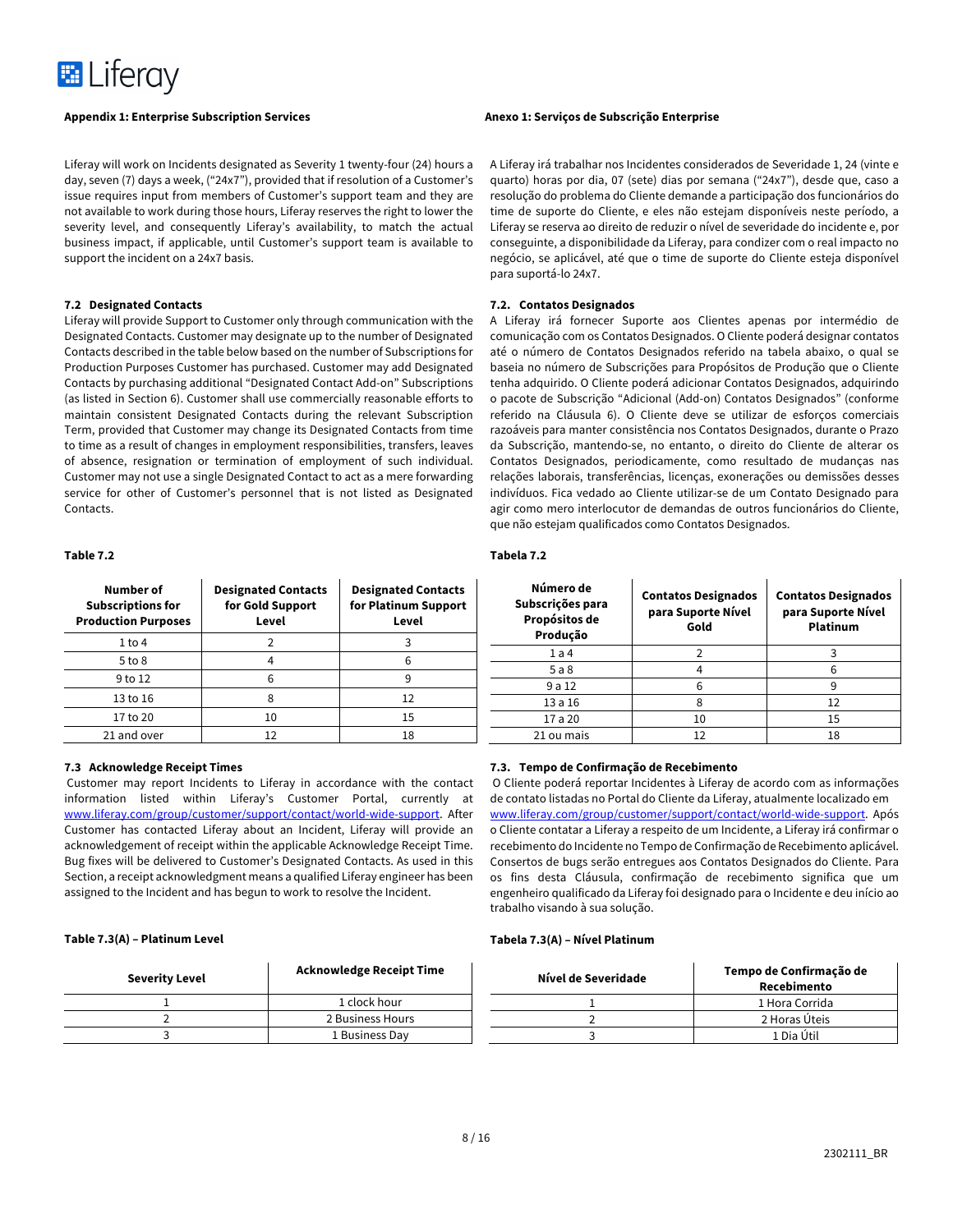**Appendix 1: Enterprise Subscription Services**

Liferay will work on Incidents designated as Severity 1 twenty-four (24) hours a day, seven (7) days a week, ("24x7"), provided that if resolution of a Customer's issue requires input from members of Customer's support team and they are not available to work during those hours, Liferay reserves the right to lower the severity level, and consequently Liferay's availability, to match the actual business impact, if applicable, until Customer's support team is available to support the incident on a 24x7 basis.

**7.2 Designated Contacts**

Liferay will provide Support to Customer only through communication with the Designated Contacts. Customer may designate up to the number of Designated Contacts described in the table below based on the number of Subscriptions for Production Purposes Customer has purchased. Customer may add Designated Contacts by purchasing additional "Designated Contact Add-on" Subscriptions (as listed in Section 6). Customer shall use commercially reasonable efforts to maintain consistent Designated Contacts during the relevant Subscription Term, provided that Customer may change its Designated Contacts from time to time as a result of changes in employment responsibilities, transfers, leaves of absence, resignation or termination of employment of such individual. Customer may not use a single Designated Contact to act as a mere forwarding service for other of Customer's personnel that is not listed as Designated Contacts.

**Table 7.2**

| Number of Subscriptions for Production Purposes | Designated Contacts for Gold Support Level | Designated Contacts for Platinum Support Level |
|---|---|---|
| 1 to 4 | 2 | 3 |
| 5 to 8 | 4 | 6 |
| 9 to 12 | 6 | 9 |
| 13 to 16 | 8 | 12 |
| 17 to 20 | 10 | 15 |
| 21 and over | 12 | 18 |

**7.3 Acknowledge Receipt Times**

Customer may report Incidents to Liferay in accordance with the contact information listed within Liferay's Customer Portal, currently at www.liferay.com/group/customer/support/contact/world-wide-support. After Customer has contacted Liferay about an Incident, Liferay will provide an acknowledgement of receipt within the applicable Acknowledge Receipt Time. Bug fixes will be delivered to Customer's Designated Contacts. As used in this Section, a receipt acknowledgment means a qualified Liferay engineer has been assigned to the Incident and has begun to work to resolve the Incident.

**Table 7.3(A) – Platinum Level**

| Severity Level | Acknowledge Receipt Time |
|---|---|
| 1 | 1 clock hour |
| 2 | 2 Business Hours |
| 3 | 1 Business Day |

**Anexo 1: Serviços de Subscrição Enterprise**

A Liferay irá trabalhar nos Incidentes considerados de Severidade 1, 24 (vinte e quarto) horas por dia, 07 (sete) dias por semana ("24x7"), desde que, caso a resolução do problema do Cliente demande a participação dos funcionários do time de suporte do Cliente, e eles não estejam disponíveis neste período, a Liferay se reserva ao direito de reduzir o nível de severidade do incidente e, por conseguinte, a disponibilidade da Liferay, para condizer com o real impacto no negócio, se aplicável, até que o time de suporte do Cliente esteja disponível para suportá-lo 24x7.

**7.2. Contatos Designados**

A Liferay irá fornecer Suporte aos Clientes apenas por intermédio de comunicação com os Contatos Designados. O Cliente poderá designar contatos até o número de Contatos Designados referido na tabela abaixo, o qual se baseia no número de Subscrições para Propósitos de Produção que o Cliente tenha adquirido. O Cliente poderá adicionar Contatos Designados, adquirindo o pacote de Subscrição "Adicional (Add-on) Contatos Designados" (conforme referido na Cláusula 6). O Cliente deve se utilizar de esforços comerciais razoáveis para manter consistência nos Contatos Designados, durante o Prazo da Subscrição, mantendo-se, no entanto, o direito do Cliente de alterar os Contatos Designados, periodicamente, como resultado de mudanças nas relações laborais, transferências, licenças, exonerações ou demissões desses indivíduos. Fica vedado ao Cliente utilizar-se de um Contato Designado para agir como mero interlocutor de demandas de outros funcionários do Cliente, que não estejam qualificados como Contatos Designados.

**Tabela 7.2**

| Número de Subscrições para Propósitos de Produção | Contatos Designados para Suporte Nível Gold | Contatos Designados para Suporte Nível Platinum |
|---|---|---|
| 1 a 4 | 2 | 3 |
| 5 a 8 | 4 | 6 |
| 9 a 12 | 6 | 9 |
| 13 a 16 | 8 | 12 |
| 17 a 20 | 10 | 15 |
| 21 ou mais | 12 | 18 |

**7.3. Tempo de Confirmação de Recebimento**

O Cliente poderá reportar Incidentes à Liferay de acordo com as informações de contato listadas no Portal do Cliente da Liferay, atualmente localizado em www.liferay.com/group/customer/support/contact/world-wide-support. Após o Cliente contatar a Liferay a respeito de um Incidente, a Liferay irá confirmar o recebimento do Incidente no Tempo de Confirmação de Recebimento aplicável. Consertos de bugs serão entregues aos Contatos Designados do Cliente. Para os fins desta Cláusula, confirmação de recebimento significa que um engenheiro qualificado da Liferay foi designado para o Incidente e deu início ao trabalho visando à sua solução.

**Tabela 7.3(A) – Nível Platinum**

| Nível de Severidade | Tempo de Confirmação de Recebimento |
|---|---|
| 1 | 1 Hora Corrida |
| 2 | 2 Horas Úteis |
| 3 | 1 Dia Útil |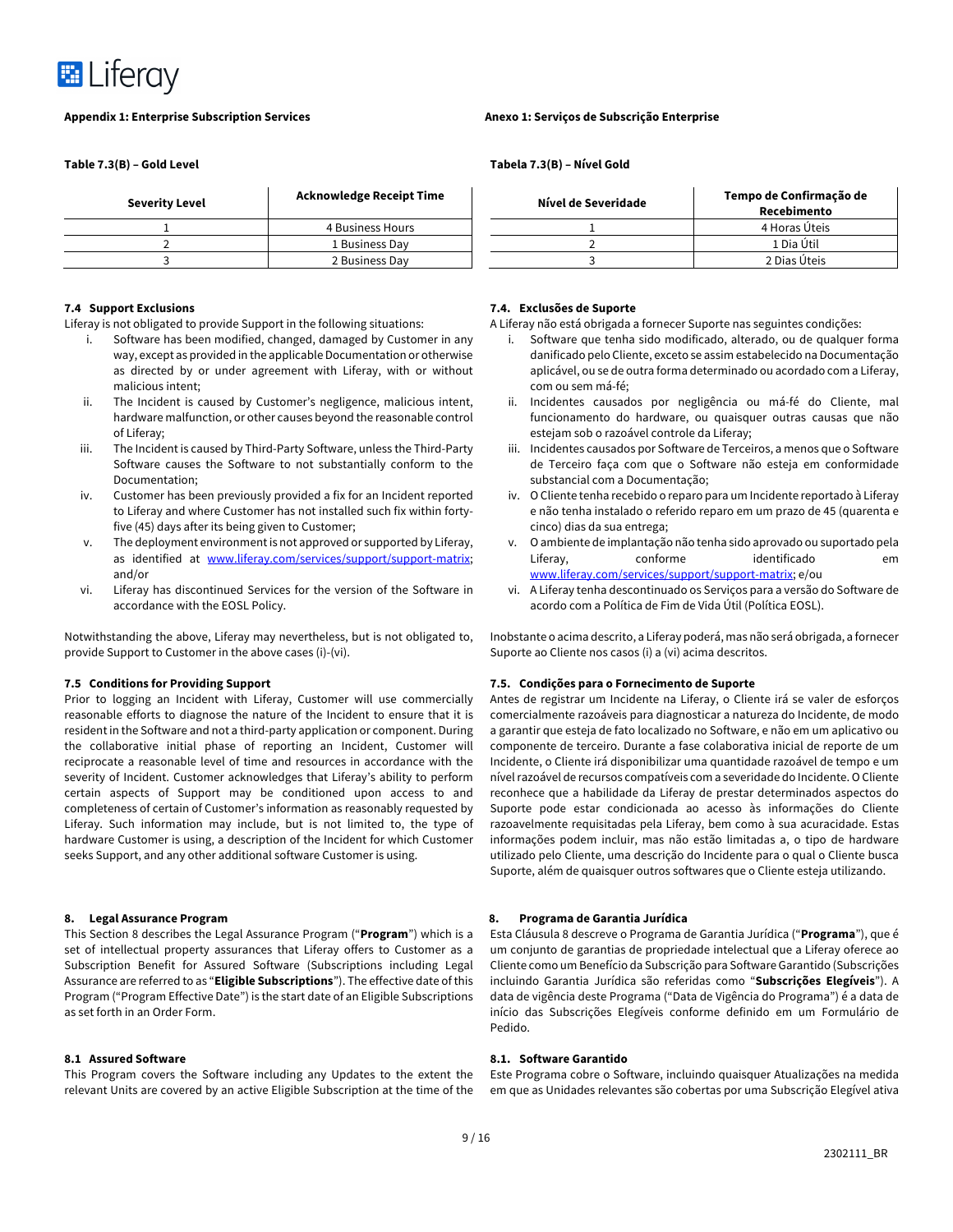**Appendix 1: Enterprise Subscription Services**

**Table 7.3(B) – Gold Level**

| Severity Level | Acknowledge Receipt Time |
|---|---|
| 1 | 4 Business Hours |
| 2 | 1 Business Day |
| 3 | 2 Business Day |

**7.4 Support Exclusions**

Liferay is not obligated to provide Support in the following situations:

i. Software has been modified, changed, damaged by Customer in any way, except as provided in the applicable Documentation or otherwise as directed by or under agreement with Liferay, with or without malicious intent;
ii. The Incident is caused by Customer's negligence, malicious intent, hardware malfunction, or other causes beyond the reasonable control of Liferay;
iii. The Incident is caused by Third-Party Software, unless the Third-Party Software causes the Software to not substantially conform to the Documentation;
iv. Customer has been previously provided a fix for an Incident reported to Liferay and where Customer has not installed such fix within forty-five (45) days after its being given to Customer;
v. The deployment environment is not approved or supported by Liferay, as identified at www.liferay.com/services/support/support-matrix; and/or
vi. Liferay has discontinued Services for the version of the Software in accordance with the EOSL Policy.

Notwithstanding the above, Liferay may nevertheless, but is not obligated to, provide Support to Customer in the above cases (i)-(vi).

**7.5 Conditions for Providing Support**

Prior to logging an Incident with Liferay, Customer will use commercially reasonable efforts to diagnose the nature of the Incident to ensure that it is resident in the Software and not a third-party application or component. During the collaborative initial phase of reporting an Incident, Customer will reciprocate a reasonable level of time and resources in accordance with the severity of Incident. Customer acknowledges that Liferay's ability to perform certain aspects of Support may be conditioned upon access to and completeness of certain of Customer's information as reasonably requested by Liferay. Such information may include, but is not limited to, the type of hardware Customer is using, a description of the Incident for which Customer seeks Support, and any other additional software Customer is using.

**8. Legal Assurance Program**

This Section 8 describes the Legal Assurance Program ("**Program**") which is a set of intellectual property assurances that Liferay offers to Customer as a Subscription Benefit for Assured Software (Subscriptions including Legal Assurance are referred to as "**Eligible Subscriptions**"). The effective date of this Program ("Program Effective Date") is the start date of an Eligible Subscriptions as set forth in an Order Form.

**8.1 Assured Software**

This Program covers the Software including any Updates to the extent the relevant Units are covered by an active Eligible Subscription at the time of the

**Anexo 1: Serviços de Subscrição Enterprise**

**Tabela 7.3(B) – Nível Gold**

| Nível de Severidade | Tempo de Confirmação de Recebimento |
|---|---|
| 1 | 4 Horas Úteis |
| 2 | 1 Dia Útil |
| 3 | 2 Dias Úteis |

**7.4. Exclusões de Suporte**

A Liferay não está obrigada a fornecer Suporte nas seguintes condições:

i. Software que tenha sido modificado, alterado, ou de qualquer forma danificado pelo Cliente, exceto se assim estabelecido na Documentação aplicável, ou se de outra forma determinado ou acordado com a Liferay, com ou sem má-fé;
ii. Incidentes causados por negligência ou má-fé do Cliente, mal funcionamento do hardware, ou quaisquer outras causas que não estejam sob o razoável controle da Liferay;
iii. Incidentes causados por Software de Terceiros, a menos que o Software de Terceiro faça com que o Software não esteja em conformidade substancial com a Documentação;
iv. O Cliente tenha recebido o reparo para um Incidente reportado à Liferay e não tenha instalado o referido reparo em um prazo de 45 (quarenta e cinco) dias da sua entrega;
v. O ambiente de implantação não tenha sido aprovado ou suportado pela Liferay, conforme identificado em www.liferay.com/services/support/support-matrix; e/ou
vi. A Liferay tenha descontinuado os Serviços para a versão do Software de acordo com a Política de Fim de Vida Útil (Política EOSL).

Inobstante o acima descrito, a Liferay poderá, mas não será obrigada, a fornecer Suporte ao Cliente nos casos (i) a (vi) acima descritos.

**7.5. Condições para o Fornecimento de Suporte**

Antes de registrar um Incidente na Liferay, o Cliente irá se valer de esforços comercialmente razoáveis para diagnosticar a natureza do Incidente, de modo a garantir que esteja de fato localizado no Software, e não em um aplicativo ou componente de terceiro. Durante a fase colaborativa inicial de reporte de um Incidente, o Cliente irá disponibilizar uma quantidade razoável de tempo e um nível razoável de recursos compatíveis com a severidade do Incidente. O Cliente reconhece que a habilidade da Liferay de prestar determinados aspectos do Suporte pode estar condicionada ao acesso às informações do Cliente razoavelmente requisitadas pela Liferay, bem como à sua acuracidade. Estas informações podem incluir, mas não estão limitadas a, o tipo de hardware utilizado pelo Cliente, uma descrição do Incidente para o qual o Cliente busca Suporte, além de quaisquer outros softwares que o Cliente esteja utilizando.

**8. Programa de Garantia Jurídica**

Esta Cláusula 8 descreve o Programa de Garantia Jurídica ("**Programa**"), que é um conjunto de garantias de propriedade intelectual que a Liferay oferece ao Cliente como um Benefício da Subscrição para Software Garantido (Subscrições incluindo Garantia Jurídica são referidas como "**Subscrições Elegíveis**"). A data de vigência deste Programa ("Data de Vigência do Programa") é a data de início das Subscrições Elegíveis conforme definido em um Formulário de Pedido.

**8.1. Software Garantido**

Este Programa cobre o Software, incluindo quaisquer Atualizações na medida em que as Unidades relevantes são cobertas por uma Subscrição Elegível ativa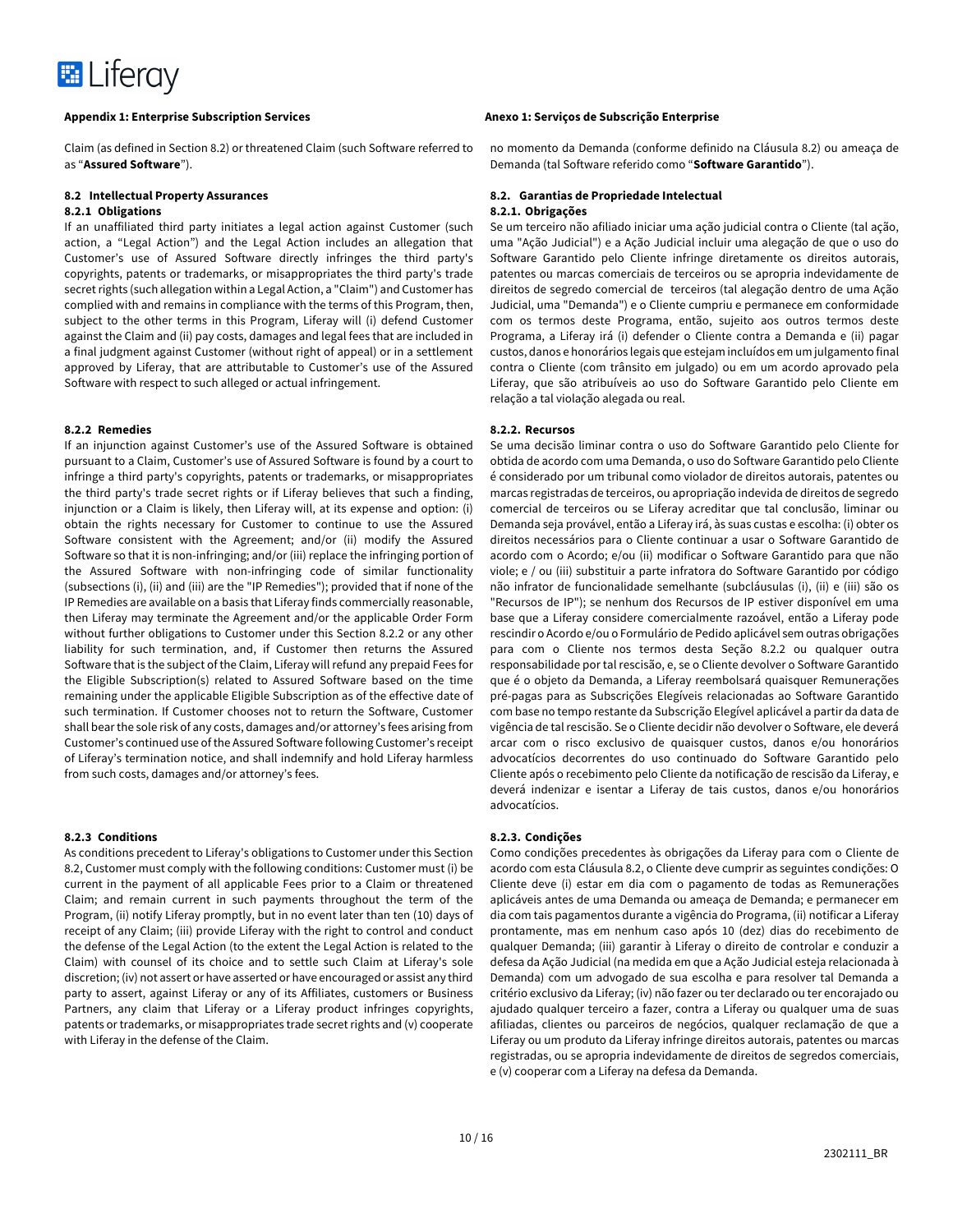**Appendix 1: Enterprise Subscription Services**

Claim (as defined in Section 8.2) or threatened Claim (such Software referred to as "**Assured Software**").

#### 8.2 Intellectual Property Assurances

**8.2.1 Obligations**

If an unaffiliated third party initiates a legal action against Customer (such action, a "Legal Action") and the Legal Action includes an allegation that Customer's use of Assured Software directly infringes the third party's copyrights, patents or trademarks, or misappropriates the third party's trade secret rights (such allegation within a Legal Action, a "Claim") and Customer has complied with and remains in compliance with the terms of this Program, then, subject to the other terms in this Program, Liferay will (i) defend Customer against the Claim and (ii) pay costs, damages and legal fees that are included in a final judgment against Customer (without right of appeal) or in a settlement approved by Liferay, that are attributable to Customer's use of the Assured Software with respect to such alleged or actual infringement.

**8.2.2 Remedies**

If an injunction against Customer's use of the Assured Software is obtained pursuant to a Claim, Customer's use of Assured Software is found by a court to infringe a third party's copyrights, patents or trademarks, or misappropriates the third party's trade secret rights or if Liferay believes that such a finding, injunction or a Claim is likely, then Liferay will, at its expense and option: (i) obtain the rights necessary for Customer to continue to use the Assured Software consistent with the Agreement; and/or (ii) modify the Assured Software so that it is non-infringing; and/or (iii) replace the infringing portion of the Assured Software with non-infringing code of similar functionality (subsections (i), (ii) and (iii) are the "IP Remedies"); provided that if none of the IP Remedies are available on a basis that Liferay finds commercially reasonable, then Liferay may terminate the Agreement and/or the applicable Order Form without further obligations to Customer under this Section 8.2.2 or any other liability for such termination, and, if Customer then returns the Assured Software that is the subject of the Claim, Liferay will refund any prepaid Fees for the Eligible Subscription(s) related to Assured Software based on the time remaining under the applicable Eligible Subscription as of the effective date of such termination. If Customer chooses not to return the Software, Customer shall bear the sole risk of any costs, damages and/or attorney's fees arising from Customer's continued use of the Assured Software following Customer's receipt of Liferay's termination notice, and shall indemnify and hold Liferay harmless from such costs, damages and/or attorney's fees.

**8.2.3 Conditions**

As conditions precedent to Liferay's obligations to Customer under this Section 8.2, Customer must comply with the following conditions: Customer must (i) be current in the payment of all applicable Fees prior to a Claim or threatened Claim; and remain current in such payments throughout the term of the Program, (ii) notify Liferay promptly, but in no event later than ten (10) days of receipt of any Claim; (iii) provide Liferay with the right to control and conduct the defense of the Legal Action (to the extent the Legal Action is related to the Claim) with counsel of its choice and to settle such Claim at Liferay's sole discretion; (iv) not assert or have asserted or have encouraged or assist any third party to assert, against Liferay or any of its Affiliates, customers or Business Partners, any claim that Liferay or a Liferay product infringes copyrights, patents or trademarks, or misappropriates trade secret rights and (v) cooperate with Liferay in the defense of the Claim.

**Anexo 1: Serviços de Subscrição Enterprise**

no momento da Demanda (conforme definido na Cláusula 8.2) ou ameaça de Demanda (tal Software referido como "**Software Garantido**").

#### 8.2. Garantias de Propriedade Intelectual

**8.2.1. Obrigações**

Se um terceiro não afiliado iniciar uma ação judicial contra o Cliente (tal ação, uma "Ação Judicial") e a Ação Judicial incluir uma alegação de que o uso do Software Garantido pelo Cliente infringe diretamente os direitos autorais, patentes ou marcas comerciais de terceiros ou se apropria indevidamente de direitos de segredo comercial de terceiros (tal alegação dentro de uma Ação Judicial, uma "Demanda") e o Cliente cumpriu e permanece em conformidade com os termos deste Programa, então, sujeito aos outros termos deste Programa, a Liferay irá (i) defender o Cliente contra a Demanda e (ii) pagar custos, danos e honorários legais que estejam incluídos em um julgamento final contra o Cliente (com trânsito em julgado) ou em um acordo aprovado pela Liferay, que são atribuíveis ao uso do Software Garantido pelo Cliente em relação a tal violação alegada ou real.

**8.2.2. Recursos**

Se uma decisão liminar contra o uso do Software Garantido pelo Cliente for obtida de acordo com uma Demanda, o uso do Software Garantido pelo Cliente é considerado por um tribunal como violador de direitos autorais, patentes ou marcas registradas de terceiros, ou apropriação indevida de direitos de segredo comercial de terceiros ou se Liferay acreditar que tal conclusão, liminar ou Demanda seja provável, então a Liferay irá, às suas custas e escolha: (i) obter os direitos necessários para o Cliente continuar a usar o Software Garantido de acordo com o Acordo; e/ou (ii) modificar o Software Garantido para que não viole; e / ou (iii) substituir a parte infratora do Software Garantido por código não infrator de funcionalidade semelhante (subcláusulas (i), (ii) e (iii) são os "Recursos de IP"); se nenhum dos Recursos de IP estiver disponível em uma base que a Liferay considere comercialmente razoável, então a Liferay pode rescindir o Acordo e/ou o Formulário de Pedido aplicável sem outras obrigações para com o Cliente nos termos desta Seção 8.2.2 ou qualquer outra responsabilidade por tal rescisão, e, se o Cliente devolver o Software Garantido que é o objeto da Demanda, a Liferay reembolsará quaisquer Remunerações pré-pagas para as Subscrições Elegíveis relacionadas ao Software Garantido com base no tempo restante da Subscrição Elegível aplicável a partir da data de vigência de tal rescisão. Se o Cliente decidir não devolver o Software, ele deverá arcar com o risco exclusivo de quaisquer custos, danos e/ou honorários advocatícios decorrentes do uso continuado do Software Garantido pelo Cliente após o recebimento pelo Cliente da notificação de rescisão da Liferay, e deverá indenizar e isentar a Liferay de tais custos, danos e/ou honorários advocatícios.

**8.2.3. Condições**

Como condições precedentes às obrigações da Liferay para com o Cliente de acordo com esta Cláusula 8.2, o Cliente deve cumprir as seguintes condições: O Cliente deve (i) estar em dia com o pagamento de todas as Remunerações aplicáveis antes de uma Demanda ou ameaça de Demanda; e permanecer em dia com tais pagamentos durante a vigência do Programa, (ii) notificar a Liferay prontamente, mas em nenhum caso após 10 (dez) dias do recebimento de qualquer Demanda; (iii) garantir à Liferay o direito de controlar e conduzir a defesa da Ação Judicial (na medida em que a Ação Judicial esteja relacionada à Demanda) com um advogado de sua escolha e para resolver tal Demanda a critério exclusivo da Liferay; (iv) não fazer ou ter declarado ou ter encorajado ou ajudado qualquer terceiro a fazer, contra a Liferay ou qualquer uma de suas afiliadas, clientes ou parceiros de negócios, qualquer reclamação de que a Liferay ou um produto da Liferay infringe direitos autorais, patentes ou marcas registradas, ou se apropria indevidamente de direitos de segredos comerciais, e (v) cooperar com a Liferay na defesa da Demanda.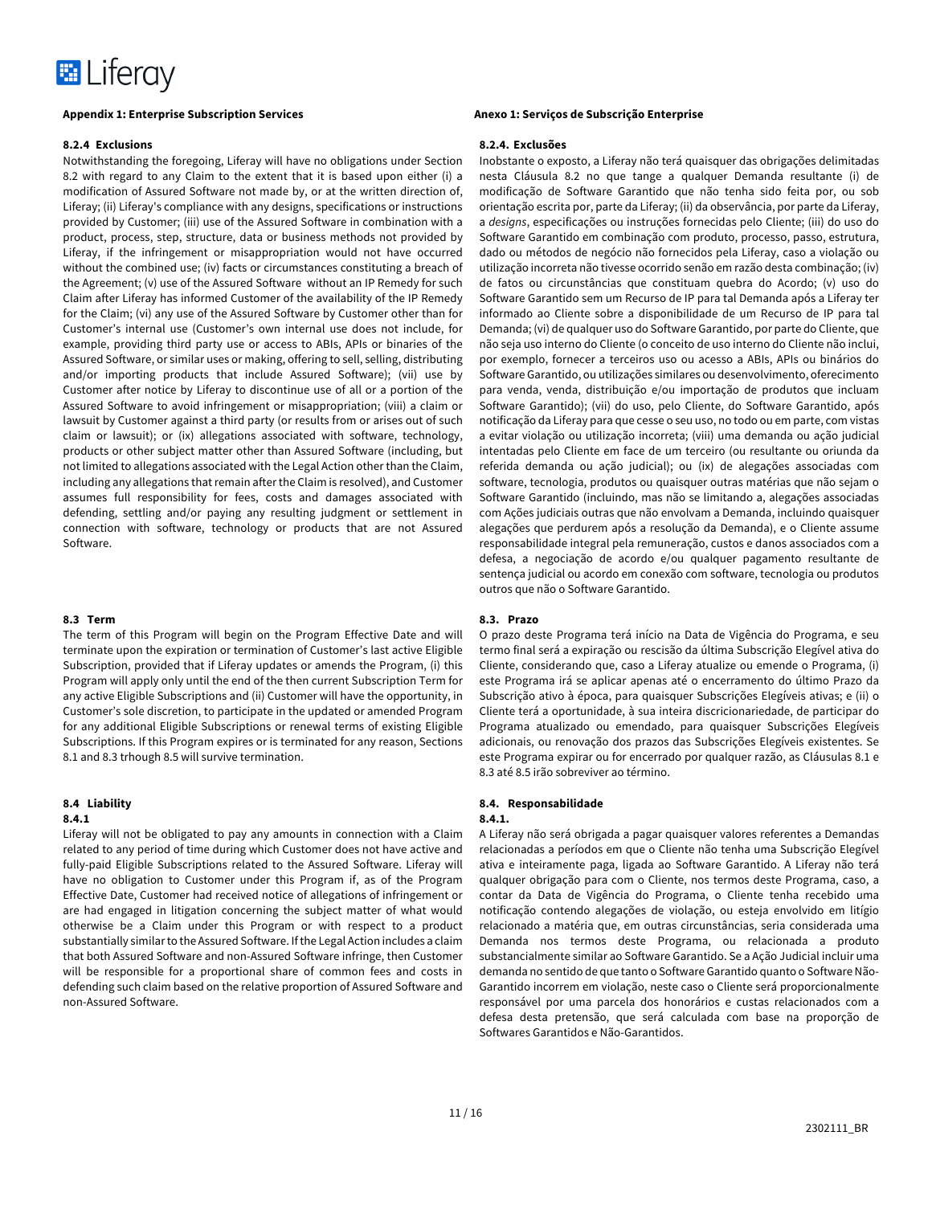**Appendix 1: Enterprise Subscription Services**

#### 8.2.4 Exclusions

Notwithstanding the foregoing, Liferay will have no obligations under Section 8.2 with regard to any Claim to the extent that it is based upon either (i) a modification of Assured Software not made by, or at the written direction of, Liferay; (ii) Liferay's compliance with any designs, specifications or instructions provided by Customer; (iii) use of the Assured Software in combination with a product, process, step, structure, data or business methods not provided by Liferay, if the infringement or misappropriation would not have occurred without the combined use; (iv) facts or circumstances constituting a breach of the Agreement; (v) use of the Assured Software without an IP Remedy for such Claim after Liferay has informed Customer of the availability of the IP Remedy for the Claim; (vi) any use of the Assured Software by Customer other than for Customer's internal use (Customer's own internal use does not include, for example, providing third party use or access to ABIs, APIs or binaries of the Assured Software, or similar uses or making, offering to sell, selling, distributing and/or importing products that include Assured Software); (vii) use by Customer after notice by Liferay to discontinue use of all or a portion of the Assured Software to avoid infringement or misappropriation; (viii) a claim or lawsuit by Customer against a third party (or results from or arises out of such claim or lawsuit); or (ix) allegations associated with software, technology, products or other subject matter other than Assured Software (including, but not limited to allegations associated with the Legal Action other than the Claim, including any allegations that remain after the Claim is resolved), and Customer assumes full responsibility for fees, costs and damages associated with defending, settling and/or paying any resulting judgment or settlement in connection with software, technology or products that are not Assured Software.

#### 8.3 Term

The term of this Program will begin on the Program Effective Date and will terminate upon the expiration or termination of Customer's last active Eligible Subscription, provided that if Liferay updates or amends the Program, (i) this Program will apply only until the end of the then current Subscription Term for any active Eligible Subscriptions and (ii) Customer will have the opportunity, in Customer's sole discretion, to participate in the updated or amended Program for any additional Eligible Subscriptions or renewal terms of existing Eligible Subscriptions. If this Program expires or is terminated for any reason, Sections 8.1 and 8.3 trhough 8.5 will survive termination.

#### 8.4 Liability

**8.4.1**

Liferay will not be obligated to pay any amounts in connection with a Claim related to any period of time during which Customer does not have active and fully-paid Eligible Subscriptions related to the Assured Software. Liferay will have no obligation to Customer under this Program if, as of the Program Effective Date, Customer had received notice of allegations of infringement or are had engaged in litigation concerning the subject matter of what would otherwise be a Claim under this Program or with respect to a product substantially similar to the Assured Software. If the Legal Action includes a claim that both Assured Software and non-Assured Software infringe, then Customer will be responsible for a proportional share of common fees and costs in defending such claim based on the relative proportion of Assured Software and non-Assured Software.

**Anexo 1: Serviços de Subscrição Enterprise**

#### 8.2.4. Exclusões

Inobstante o exposto, a Liferay não terá quaisquer das obrigações delimitadas nesta Cláusula 8.2 no que tange a qualquer Demanda resultante (i) de modificação de Software Garantido que não tenha sido feita por, ou sob orientação escrita por, parte da Liferay; (ii) da observância, por parte da Liferay, a *designs*, especificações ou instruções fornecidas pelo Cliente; (iii) do uso do Software Garantido em combinação com produto, processo, passo, estrutura, dado ou métodos de negócio não fornecidos pela Liferay, caso a violação ou utilização incorreta não tivesse ocorrido senão em razão desta combinação; (iv) de fatos ou circunstâncias que constituam quebra do Acordo; (v) uso do Software Garantido sem um Recurso de IP para tal Demanda após a Liferay ter informado ao Cliente sobre a disponibilidade de um Recurso de IP para tal Demanda; (vi) de qualquer uso do Software Garantido, por parte do Cliente, que não seja uso interno do Cliente (o conceito de uso interno do Cliente não inclui, por exemplo, fornecer a terceiros uso ou acesso a ABIs, APIs ou binários do Software Garantido, ou utilizações similares ou desenvolvimento, oferecimento para venda, venda, distribuição e/ou importação de produtos que incluam Software Garantido); (vii) do uso, pelo Cliente, do Software Garantido, após notificação da Liferay para que cesse o seu uso, no todo ou em parte, com vistas a evitar violação ou utilização incorreta; (viii) uma demanda ou ação judicial intentadas pelo Cliente em face de um terceiro (ou resultante ou oriunda da referida demanda ou ação judicial); ou (ix) de alegações associadas com software, tecnologia, produtos ou quaisquer outras matérias que não sejam o Software Garantido (incluindo, mas não se limitando a, alegações associadas com Ações judiciais outras que não envolvam a Demanda, incluindo quaisquer alegações que perdurem após a resolução da Demanda), e o Cliente assume responsabilidade integral pela remuneração, custos e danos associados com a defesa, a negociação de acordo e/ou qualquer pagamento resultante de sentença judicial ou acordo em conexão com software, tecnologia ou produtos outros que não o Software Garantido.

#### 8.3. Prazo

O prazo deste Programa terá início na Data de Vigência do Programa, e seu termo final será a expiração ou rescisão da última Subscrição Elegível ativa do Cliente, considerando que, caso a Liferay atualize ou emende o Programa, (i) este Programa irá se aplicar apenas até o encerramento do último Prazo da Subscrição ativo à época, para quaisquer Subscrições Elegíveis ativas; e (ii) o Cliente terá a oportunidade, à sua inteira discricionariedade, de participar do Programa atualizado ou emendado, para quaisquer Subscrições Elegíveis adicionais, ou renovação dos prazos das Subscrições Elegíveis existentes. Se este Programa expirar ou for encerrado por qualquer razão, as Cláusulas 8.1 e 8.3 até 8.5 irão sobreviver ao término.

#### 8.4. Responsabilidade

**8.4.1.**

A Liferay não será obrigada a pagar quaisquer valores referentes a Demandas relacionadas a períodos em que o Cliente não tenha uma Subscrição Elegível ativa e inteiramente paga, ligada ao Software Garantido. A Liferay não terá qualquer obrigação para com o Cliente, nos termos deste Programa, caso, a contar da Data de Vigência do Programa, o Cliente tenha recebido uma notificação contendo alegações de violação, ou esteja envolvido em litígio relacionado a matéria que, em outras circunstâncias, seria considerada uma Demanda nos termos deste Programa, ou relacionada a produto substancialmente similar ao Software Garantido. Se a Ação Judicial incluir uma demanda no sentido de que tanto o Software Garantido quanto o Software Não-Garantido incorrem em violação, neste caso o Cliente será proporcionalmente responsável por uma parcela dos honorários e custas relacionados com a defesa desta pretensão, que será calculada com base na proporção de Softwares Garantidos e Não-Garantidos.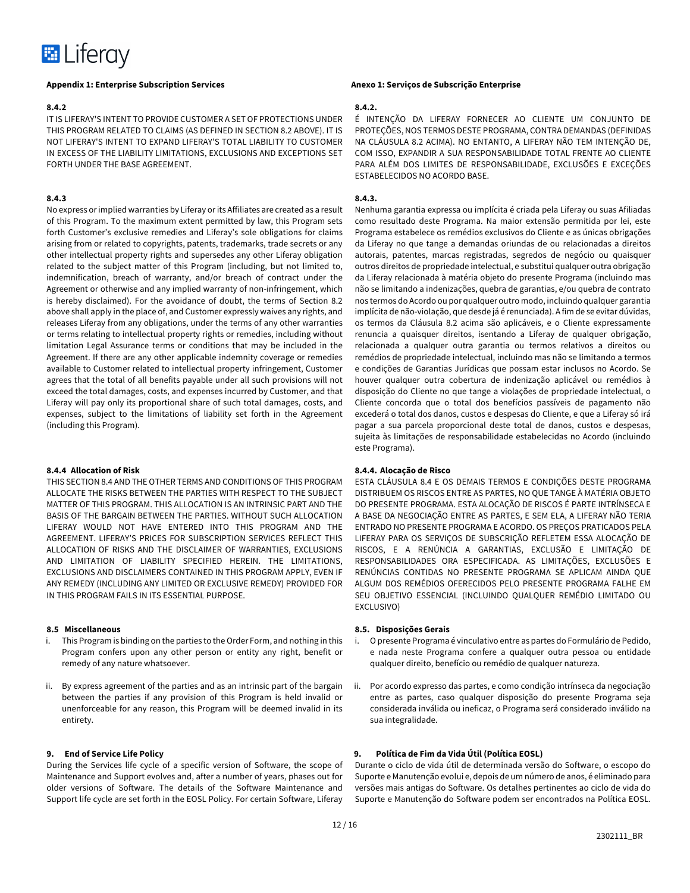**Appendix 1: Enterprise Subscription Services**

**8.4.2**

IT IS LIFERAY'S INTENT TO PROVIDE CUSTOMER A SET OF PROTECTIONS UNDER THIS PROGRAM RELATED TO CLAIMS (AS DEFINED IN SECTION 8.2 ABOVE). IT IS NOT LIFERAY'S INTENT TO EXPAND LIFERAY'S TOTAL LIABILITY TO CUSTOMER IN EXCESS OF THE LIABILITY LIMITATIONS, EXCLUSIONS AND EXCEPTIONS SET FORTH UNDER THE BASE AGREEMENT.

**8.4.3**

No express or implied warranties by Liferay or its Affiliates are created as a result of this Program. To the maximum extent permitted by law, this Program sets forth Customer's exclusive remedies and Liferay's sole obligations for claims arising from or related to copyrights, patents, trademarks, trade secrets or any other intellectual property rights and supersedes any other Liferay obligation related to the subject matter of this Program (including, but not limited to, indemnification, breach of warranty, and/or breach of contract under the Agreement or otherwise and any implied warranty of non-infringement, which is hereby disclaimed). For the avoidance of doubt, the terms of Section 8.2 above shall apply in the place of, and Customer expressly waives any rights, and releases Liferay from any obligations, under the terms of any other warranties or terms relating to intellectual property rights or remedies, including without limitation Legal Assurance terms or conditions that may be included in the Agreement. If there are any other applicable indemnity coverage or remedies available to Customer related to intellectual property infringement, Customer agrees that the total of all benefits payable under all such provisions will not exceed the total damages, costs, and expenses incurred by Customer, and that Liferay will pay only its proportional share of such total damages, costs, and expenses, subject to the limitations of liability set forth in the Agreement (including this Program).

**8.4.4 Allocation of Risk**

THIS SECTION 8.4 AND THE OTHER TERMS AND CONDITIONS OF THIS PROGRAM ALLOCATE THE RISKS BETWEEN THE PARTIES WITH RESPECT TO THE SUBJECT MATTER OF THIS PROGRAM. THIS ALLOCATION IS AN INTRINSIC PART AND THE BASIS OF THE BARGAIN BETWEEN THE PARTIES. WITHOUT SUCH ALLOCATION LIFERAY WOULD NOT HAVE ENTERED INTO THIS PROGRAM AND THE AGREEMENT. LIFERAY'S PRICES FOR SUBSCRIPTION SERVICES REFLECT THIS ALLOCATION OF RISKS AND THE DISCLAIMER OF WARRANTIES, EXCLUSIONS AND LIMITATION OF LIABILITY SPECIFIED HEREIN. THE LIMITATIONS, EXCLUSIONS AND DISCLAIMERS CONTAINED IN THIS PROGRAM APPLY, EVEN IF ANY REMEDY (INCLUDING ANY LIMITED OR EXCLUSIVE REMEDY) PROVIDED FOR IN THIS PROGRAM FAILS IN ITS ESSENTIAL PURPOSE.

**8.5 Miscellaneous**

i. This Program is binding on the parties to the Order Form, and nothing in this Program confers upon any other person or entity any right, benefit or remedy of any nature whatsoever.

ii. By express agreement of the parties and as an intrinsic part of the bargain between the parties if any provision of this Program is held invalid or unenforceable for any reason, this Program will be deemed invalid in its entirety.

**9. End of Service Life Policy**

During the Services life cycle of a specific version of Software, the scope of Maintenance and Support evolves and, after a number of years, phases out for older versions of Software. The details of the Software Maintenance and Support life cycle are set forth in the EOSL Policy. For certain Software, Liferay

**Anexo 1: Serviços de Subscrição Enterprise**

**8.4.2.**

É INTENÇÃO DA LIFERAY FORNECER AO CLIENTE UM CONJUNTO DE PROTEÇÕES, NOS TERMOS DESTE PROGRAMA, CONTRA DEMANDAS (DEFINIDAS NA CLÁUSULA 8.2 ACIMA). NO ENTANTO, A LIFERAY NÃO TEM INTENÇÃO DE, COM ISSO, EXPANDIR A SUA RESPONSABILIDADE TOTAL FRENTE AO CLIENTE PARA ALÉM DOS LIMITES DE RESPONSABILIDADE, EXCLUSÕES E EXCEÇÕES ESTABELECIDOS NO ACORDO BASE.

**8.4.3.**

Nenhuma garantia expressa ou implícita é criada pela Liferay ou suas Afiliadas como resultado deste Programa. Na maior extensão permitida por lei, este Programa estabelece os remédios exclusivos do Cliente e as únicas obrigações da Liferay no que tange a demandas oriundas de ou relacionadas a direitos autorais, patentes, marcas registradas, segredos de negócio ou quaisquer outros direitos de propriedade intelectual, e substitui qualquer outra obrigação da Liferay relacionada à matéria objeto do presente Programa (incluindo mas não se limitando a indenizações, quebra de garantias, e/ou quebra de contrato nos termos do Acordo ou por qualquer outro modo, incluindo qualquer garantia implícita de não-violação, que desde já é renunciada). A fim de se evitar dúvidas, os termos da Cláusula 8.2 acima são aplicáveis, e o Cliente expressamente renuncia a quaisquer direitos, isentando a Liferay de qualquer obrigação, relacionada a qualquer outra garantia ou termos relativos a direitos ou remédios de propriedade intelectual, incluindo mas não se limitando a termos e condições de Garantias Jurídicas que possam estar inclusos no Acordo. Se houver qualquer outra cobertura de indenização aplicável ou remédios à disposição do Cliente no que tange a violações de propriedade intelectual, o Cliente concorda que o total dos benefícios passíveis de pagamento não excederá o total dos danos, custos e despesas do Cliente, e que a Liferay só irá pagar a sua parcela proporcional deste total de danos, custos e despesas, sujeita às limitações de responsabilidade estabelecidas no Acordo (incluindo este Programa).

**8.4.4. Alocação de Risco**

ESTA CLÁUSULA 8.4 E OS DEMAIS TERMOS E CONDIÇÕES DESTE PROGRAMA DISTRIBUEM OS RISCOS ENTRE AS PARTES, NO QUE TANGE À MATÉRIA OBJETO DO PRESENTE PROGRAMA. ESTA ALOCAÇÃO DE RISCOS É PARTE INTRÍNSECA E A BASE DA NEGOCIAÇÃO ENTRE AS PARTES, E SEM ELA, A LIFERAY NÃO TERIA ENTRADO NO PRESENTE PROGRAMA E ACORDO. OS PREÇOS PRATICADOS PELA LIFERAY PARA OS SERVIÇOS DE SUBSCRIÇÃO REFLETEM ESSA ALOCAÇÃO DE RISCOS, E A RENÚNCIA A GARANTIAS, EXCLUSÃO E LIMITAÇÃO DE RESPONSABILIDADES ORA ESPECIFICADA. AS LIMITAÇÕES, EXCLUSÕES E RENÚNCIAS CONTIDAS NO PRESENTE PROGRAMA SE APLICAM AINDA QUE ALGUM DOS REMÉDIOS OFERECIDOS PELO PRESENTE PROGRAMA FALHE EM SEU OBJETIVO ESSENCIAL (INCLUINDO QUALQUER REMÉDIO LIMITADO OU EXCLUSIVO)

**8.5. Disposições Gerais**

i. O presente Programa é vinculativo entre as partes do Formulário de Pedido, e nada neste Programa confere a qualquer outra pessoa ou entidade qualquer direito, benefício ou remédio de qualquer natureza.

ii. Por acordo expresso das partes, e como condição intrínseca da negociação entre as partes, caso qualquer disposição do presente Programa seja considerada inválida ou ineficaz, o Programa será considerado inválido na sua integralidade.

**9. Política de Fim da Vida Útil (Política EOSL)**

Durante o ciclo de vida útil de determinada versão do Software, o escopo do Suporte e Manutenção evolui e, depois de um número de anos, é eliminado para versões mais antigas do Software. Os detalhes pertinentes ao ciclo de vida do Suporte e Manutenção do Software podem ser encontrados na Política EOSL.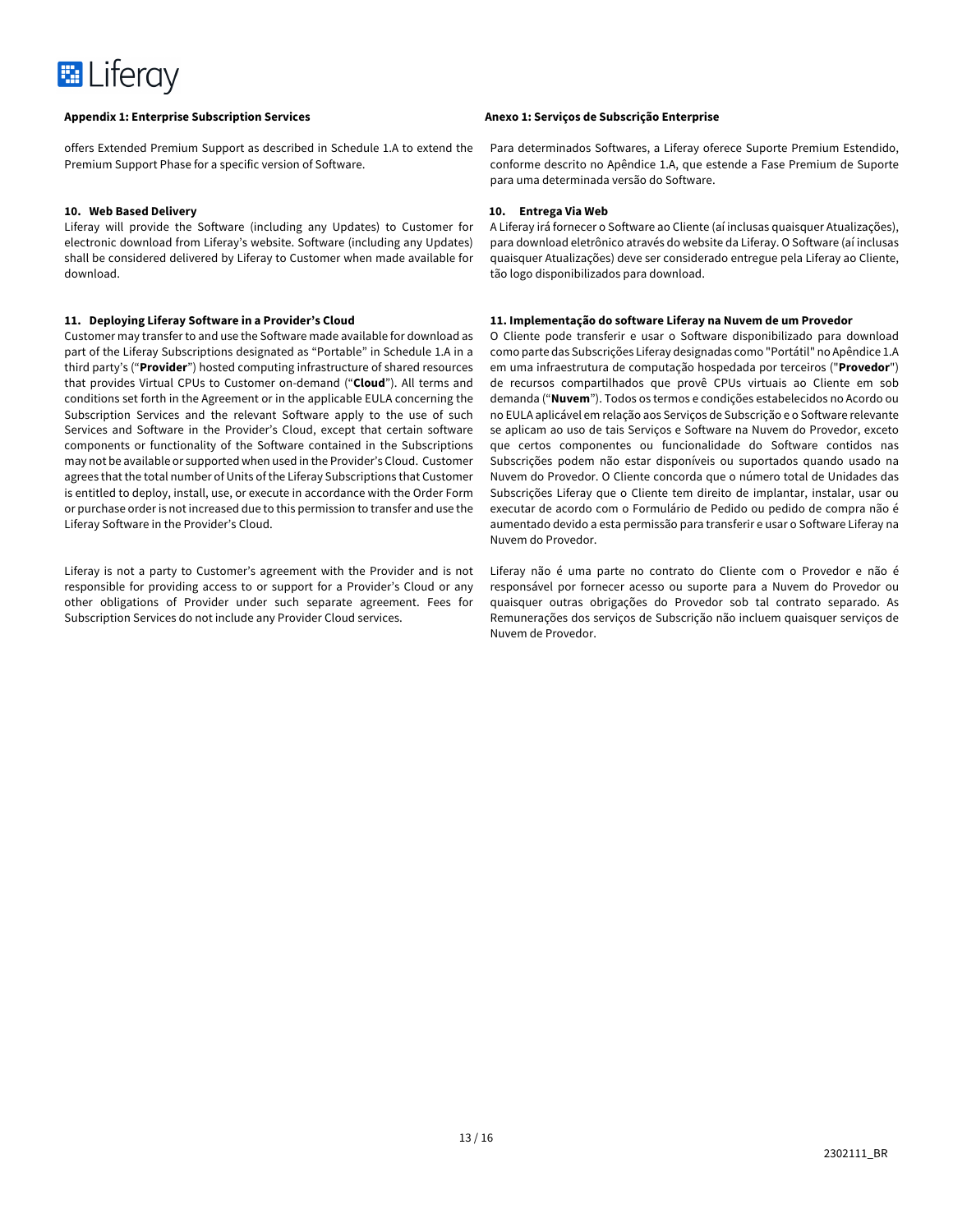**Appendix 1: Enterprise Subscription Services**

offers Extended Premium Support as described in Schedule 1.A to extend the Premium Support Phase for a specific version of Software.

**10. Web Based Delivery**

Liferay will provide the Software (including any Updates) to Customer for electronic download from Liferay's website. Software (including any Updates) shall be considered delivered by Liferay to Customer when made available for download.

**11. Deploying Liferay Software in a Provider's Cloud**

Customer may transfer to and use the Software made available for download as part of the Liferay Subscriptions designated as "Portable" in Schedule 1.A in a third party's ("**Provider**") hosted computing infrastructure of shared resources that provides Virtual CPUs to Customer on-demand ("**Cloud**"). All terms and conditions set forth in the Agreement or in the applicable EULA concerning the Subscription Services and the relevant Software apply to the use of such Services and Software in the Provider's Cloud, except that certain software components or functionality of the Software contained in the Subscriptions may not be available or supported when used in the Provider's Cloud. Customer agrees that the total number of Units of the Liferay Subscriptions that Customer is entitled to deploy, install, use, or execute in accordance with the Order Form or purchase order is not increased due to this permission to transfer and use the Liferay Software in the Provider's Cloud.

Liferay is not a party to Customer's agreement with the Provider and is not responsible for providing access to or support for a Provider's Cloud or any other obligations of Provider under such separate agreement. Fees for Subscription Services do not include any Provider Cloud services.

**Anexo 1: Serviços de Subscrição Enterprise**

Para determinados Softwares, a Liferay oferece Suporte Premium Estendido, conforme descrito no Apêndice 1.A, que estende a Fase Premium de Suporte para uma determinada versão do Software.

**10. Entrega Via Web**

A Liferay irá fornecer o Software ao Cliente (aí inclusas quaisquer Atualizações), para download eletrônico através do website da Liferay. O Software (aí inclusas quaisquer Atualizações) deve ser considerado entregue pela Liferay ao Cliente, tão logo disponibilizados para download.

**11. Implementação do software Liferay na Nuvem de um Provedor**

O Cliente pode transferir e usar o Software disponibilizado para download como parte das Subscrições Liferay designadas como "Portátil" no Apêndice 1.A em uma infraestrutura de computação hospedada por terceiros ("**Provedor**") de recursos compartilhados que provê CPUs virtuais ao Cliente em sob demanda ("**Nuvem**"). Todos os termos e condições estabelecidos no Acordo ou no EULA aplicável em relação aos Serviços de Subscrição e o Software relevante se aplicam ao uso de tais Serviços e Software na Nuvem do Provedor, exceto que certos componentes ou funcionalidade do Software contidos nas Subscrições podem não estar disponíveis ou suportados quando usado na Nuvem do Provedor. O Cliente concorda que o número total de Unidades das Subscrições Liferay que o Cliente tem direito de implantar, instalar, usar ou executar de acordo com o Formulário de Pedido ou pedido de compra não é aumentado devido a esta permissão para transferir e usar o Software Liferay na Nuvem do Provedor.

Liferay não é uma parte no contrato do Cliente com o Provedor e não é responsável por fornecer acesso ou suporte para a Nuvem do Provedor ou quaisquer outras obrigações do Provedor sob tal contrato separado. As Remunerações dos serviços de Subscrição não incluem quaisquer serviços de Nuvem de Provedor.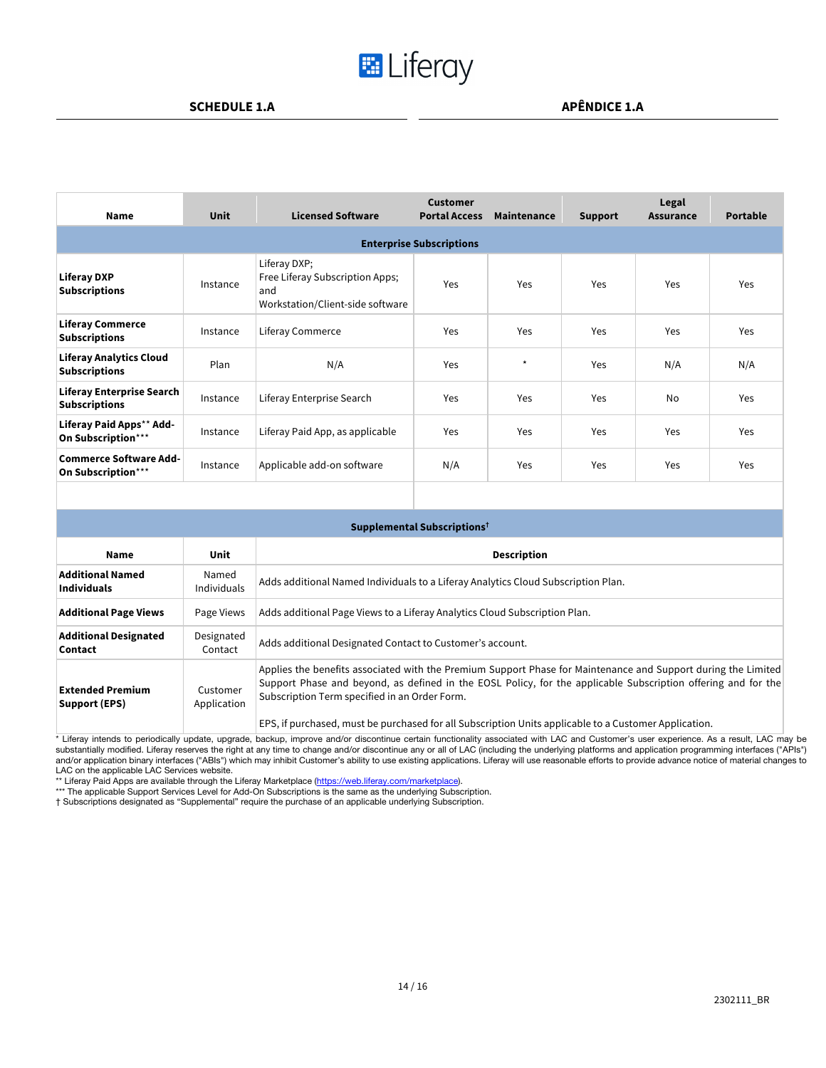**SCHEDULE 1.A** | **APÊNDICE 1.A**

| Name | Unit | Licensed Software | Customer Portal Access | Maintenance | Support | Legal Assurance | Portable |
|---|---|---|---|---|---|---|---|
| **Enterprise Subscriptions** | | | | | | | |
| **Liferay DXP Subscriptions** | Instance | Liferay DXP; Free Liferay Subscription Apps; and Workstation/Client-side software | Yes | Yes | Yes | Yes | Yes |
| **Liferay Commerce Subscriptions** | Instance | Liferay Commerce | Yes | Yes | Yes | Yes | Yes |
| **Liferay Analytics Cloud Subscriptions** | Plan | N/A | Yes | * | Yes | N/A | N/A |
| **Liferay Enterprise Search Subscriptions** | Instance | Liferay Enterprise Search | Yes | Yes | Yes | No | Yes |
| **Liferay Paid Apps** Add-On Subscription***** | Instance | Liferay Paid App, as applicable | Yes | Yes | Yes | Yes | Yes |
| **Commerce Software Add-On Subscription***** | Instance | Applicable add-on software | N/A | Yes | Yes | Yes | Yes |

| Name | Unit | Description |
|---|---|---|
| **Supplemental Subscriptions†** | | |
| **Additional Named Individuals** | Named Individuals | Adds additional Named Individuals to a Liferay Analytics Cloud Subscription Plan. |
| **Additional Page Views** | Page Views | Adds additional Page Views to a Liferay Analytics Cloud Subscription Plan. |
| **Additional Designated Contact** | Designated Contact | Adds additional Designated Contact to Customer's account. |
| **Extended Premium Support (EPS)** | Customer Application | Applies the benefits associated with the Premium Support Phase for Maintenance and Support during the Limited Support Phase and beyond, as defined in the EOSL Policy, for the applicable Subscription offering and for the Subscription Term specified in an Order Form.<br><br>EPS, if purchased, must be purchased for all Subscription Units applicable to a Customer Application. |

* Liferay intends to periodically update, upgrade, backup, improve and/or discontinue certain functionality associated with LAC and Customer's user experience. As a result, LAC may be substantially modified. Liferay reserves the right at any time to change and/or discontinue any or all of LAC (including the underlying platforms and application programming interfaces ("APIs") and/or application binary interfaces ("ABIs") which may inhibit Customer's ability to use existing applications. Liferay will use reasonable efforts to provide advance notice of material changes to LAC on the applicable LAC Services website.

** Liferay Paid Apps are available through the Liferay Marketplace (https://web.liferay.com/marketplace).

*** The applicable Support Services Level for Add-On Subscriptions is the same as the underlying Subscription.

† Subscriptions designated as "Supplemental" require the purchase of an applicable underlying Subscription.

2302111_BR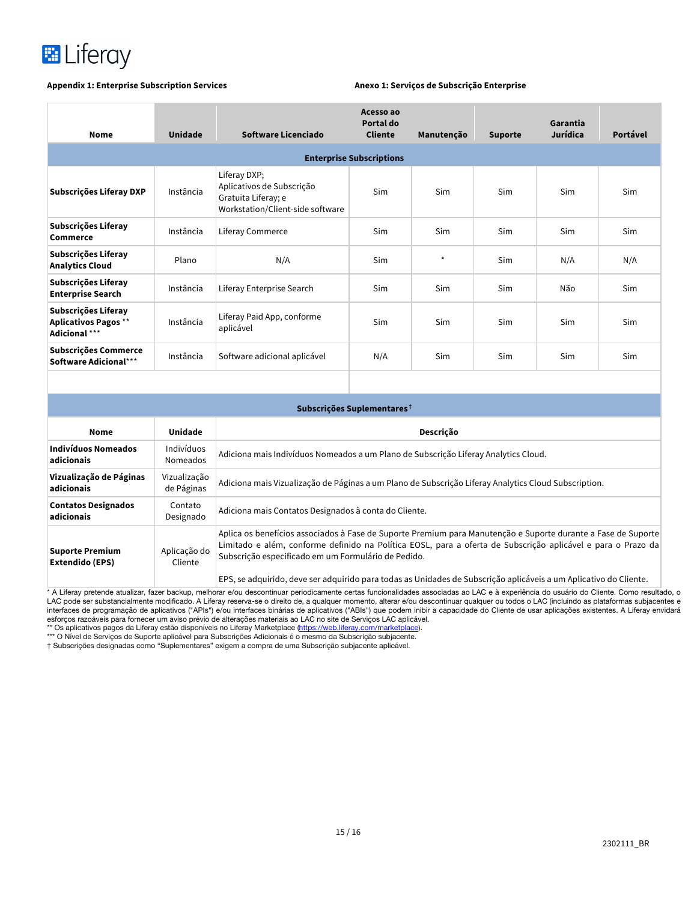**Appendix 1: Enterprise Subscription Services**

**Anexo 1: Serviços de Subscrição Enterprise**

| Nome | Unidade | Software Licenciado | Acesso ao Portal do Cliente | Manutenção | Suporte | Garantia Jurídica | Portável |
|---|---|---|---|---|---|---|---|
| **Enterprise Subscriptions** | | | | | | | |
| **Subscrições Liferay DXP** | Instância | Liferay DXP; Aplicativos de Subscrição Gratuita Liferay; e Workstation/Client-side software | Sim | Sim | Sim | Sim | Sim |
| **Subscrições Liferay Commerce** | Instância | Liferay Commerce | Sim | Sim | Sim | Sim | Sim |
| **Subscrições Liferay Analytics Cloud** | Plano | N/A | Sim | * | Sim | N/A | N/A |
| **Subscrições Liferay Enterprise Search** | Instância | Liferay Enterprise Search | Sim | Sim | Sim | Não | Sim |
| **Subscrições Liferay Aplicativos Pagos ** Adicional ***** | Instância | Liferay Paid App, conforme aplicável | Sim | Sim | Sim | Sim | Sim |
| **Subscrições Commerce Software Adicional*** ** | Instância | Software adicional aplicável | N/A | Sim | Sim | Sim | Sim |

| Nome | Unidade | Descrição |
|---|---|---|
| **Subscrições Suplementares†** | | |
| **Indivíduos Nomeados adicionais** | Indivíduos Nomeados | Adiciona mais Indivíduos Nomeados a um Plano de Subscrição Liferay Analytics Cloud. |
| **Vizualização de Páginas adicionais** | Vizualização de Páginas | Adiciona mais Vizualização de Páginas a um Plano de Subscrição Liferay Analytics Cloud Subscription. |
| **Contatos Designados adicionais** | Contato Designado | Adiciona mais Contatos Designados à conta do Cliente. |
| **Suporte Premium Extendido (EPS)** | Aplicação do Cliente | Aplica os benefícios associados à Fase de Suporte Premium para Manutenção e Suporte durante a Fase de Suporte Limitado e além, conforme definido na Política EOSL, para a oferta de Subscrição aplicável e para o Prazo da Subscrição especificado em um Formulário de Pedido. EPS, se adquirido, deve ser adquirido para todas as Unidades de Subscrição aplicáveis a um Aplicativo do Cliente. |

\* A Liferay pretende atualizar, fazer backup, melhorar e/ou descontinuar periodicamente certas funcionalidades associadas ao LAC e à experiência do usuário do Cliente. Como resultado, o LAC pode ser substancialmente modificado. A Liferay reserva-se o direito de, a qualquer momento, alterar e/ou descontinuar qualquer ou todos o LAC (incluindo as plataformas subjacentes e interfaces de programação de aplicativos ("APIs") e/ou interfaces binárias de aplicativos ("ABIs") que podem inibir a capacidade do Cliente de usar aplicações existentes. A Liferay envidará esforços razoáveis para fornecer um aviso prévio de alterações materiais ao LAC no site de Serviços LAC aplicável.

** Os aplicativos pagos da Liferay estão disponíveis no Liferay Marketplace (https://web.liferay.com/marketplace).

*** O Nível de Serviços de Suporte aplicável para Subscrições Adicionais é o mesmo da Subscrição subjacente.

† Subscrições designadas como "Suplementares" exigem a compra de uma Subscrição subjacente aplicável.

2302111_BR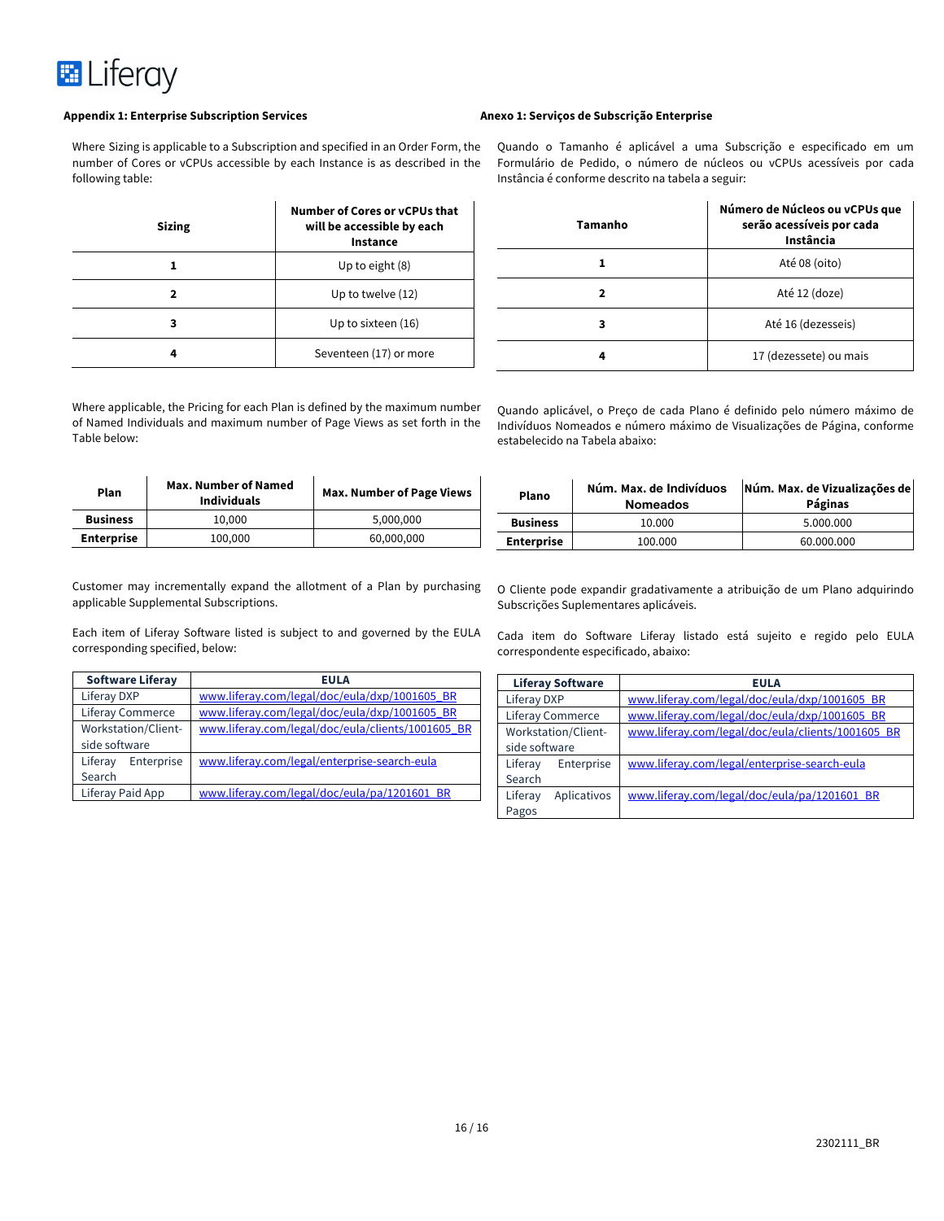**Appendix 1: Enterprise Subscription Services**

Where Sizing is applicable to a Subscription and specified in an Order Form, the number of Cores or vCPUs accessible by each Instance is as described in the following table:

| Sizing | Number of Cores or vCPUs that will be accessible by each Instance |
|---|---|
| 1 | Up to eight (8) |
| 2 | Up to twelve (12) |
| 3 | Up to sixteen (16) |
| 4 | Seventeen (17) or more |

Where applicable, the Pricing for each Plan is defined by the maximum number of Named Individuals and maximum number of Page Views as set forth in the Table below:

| Plan | Max. Number of Named Individuals | Max. Number of Page Views |
|---|---|---|
| **Business** | 10,000 | 5,000,000 |
| **Enterprise** | 100,000 | 60,000,000 |

Customer may incrementally expand the allotment of a Plan by purchasing applicable Supplemental Subscriptions.

Each item of Liferay Software listed is subject to and governed by the EULA corresponding specified, below:

| Software Liferay | EULA |
|---|---|
| Liferay DXP | www.liferay.com/legal/doc/eula/dxp/1001605_BR |
| Liferay Commerce | www.liferay.com/legal/doc/eula/dxp/1001605_BR |
| Workstation/Client-side software | www.liferay.com/legal/doc/eula/clients/1001605_BR |
| Liferay Enterprise Search | www.liferay.com/legal/enterprise-search-eula |
| Liferay Paid App | www.liferay.com/legal/doc/eula/pa/1201601_BR |

**Anexo 1: Serviços de Subscrição Enterprise**

Quando o Tamanho é aplicável a uma Subscrição e especificado em um Formulário de Pedido, o número de núcleos ou vCPUs acessíveis por cada Instância é conforme descrito na tabela a seguir:

| Tamanho | Número de Núcleos ou vCPUs que serão acessíveis por cada Instância |
|---|---|
| 1 | Até 08 (oito) |
| 2 | Até 12 (doze) |
| 3 | Até 16 (dezesseis) |
| 4 | 17 (dezessete) ou mais |

Quando aplicável, o Preço de cada Plano é definido pelo número máximo de Indivíduos Nomeados e número máximo de Visualizações de Página, conforme estabelecido na Tabela abaixo:

| Plano | Núm. Max. de Indivíduos Nomeados | Núm. Max. de Vizualizações de Páginas |
|---|---|---|
| **Business** | 10.000 | 5.000.000 |
| **Enterprise** | 100.000 | 60.000.000 |

O Cliente pode expandir gradativamente a atribuição de um Plano adquirindo Subscrições Suplementares aplicáveis.

Cada item do Software Liferay listado está sujeito e regido pelo EULA correspondente especificado, abaixo:

| Liferay Software | EULA |
|---|---|
| Liferay DXP | www.liferay.com/legal/doc/eula/dxp/1001605_BR |
| Liferay Commerce | www.liferay.com/legal/doc/eula/dxp/1001605_BR |
| Workstation/Client-side software | www.liferay.com/legal/doc/eula/clients/1001605_BR |
| Liferay Enterprise Search | www.liferay.com/legal/enterprise-search-eula |
| Liferay Aplicativos Pagos | www.liferay.com/legal/doc/eula/pa/1201601_BR |